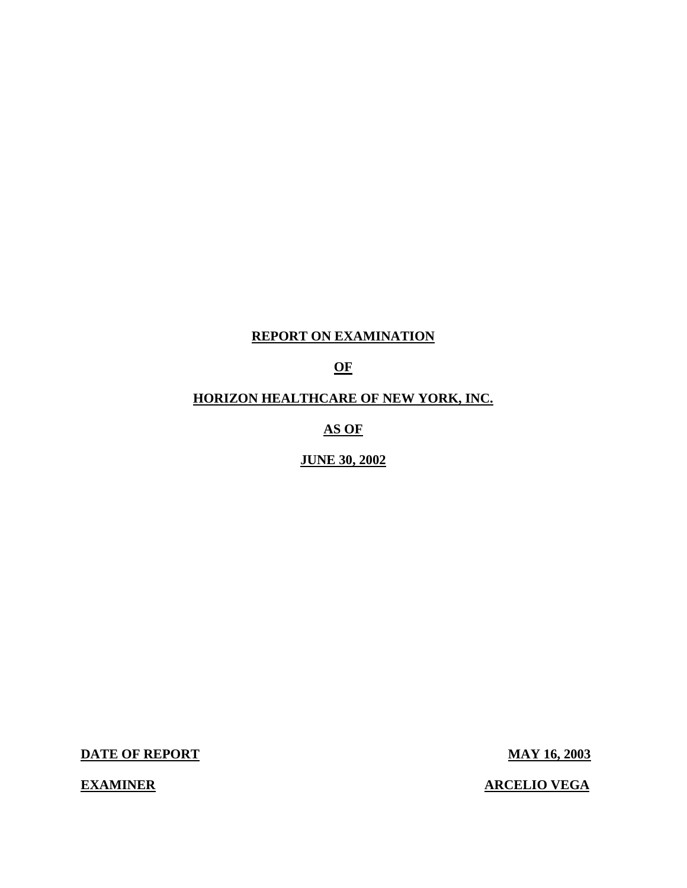# REPORT ON EXAMINATION

# OF

# HORIZON HEALTHCARE OF NEW YORK, INC.

# AS OF

# JUNE 30, 2002

**DATE OF REPORT** **MAY 16, 2003**

**EXAMINER** **ARCELIO VEGA**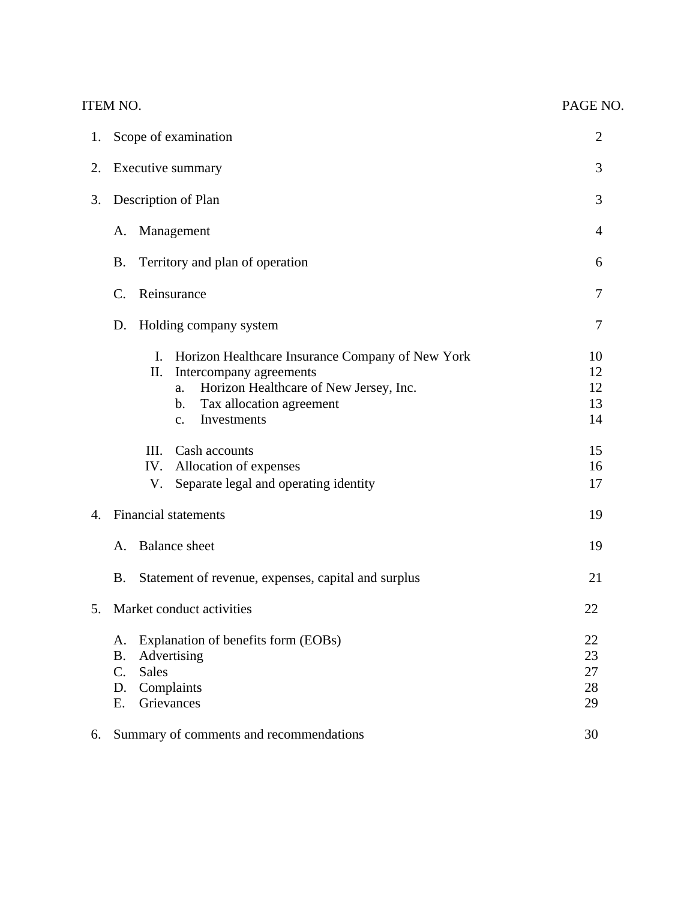| ITEM NO. | | PAGE NO. |
|---|---|---|
| 1. | Scope of examination | 2 |
| 2. | Executive summary | 3 |
| 3. | Description of Plan | 3 |
| | A. Management | 4 |
| | B. Territory and plan of operation | 6 |
| | C. Reinsurance | 7 |
| | D. Holding company system | 7 |
| | I. Horizon Healthcare Insurance Company of New York | 10 |
| | II. Intercompany agreements | 12 |
| | a. Horizon Healthcare of New Jersey, Inc. | 12 |
| | b. Tax allocation agreement | 13 |
| | c. Investments | 14 |
| | III. Cash accounts | 15 |
| | IV. Allocation of expenses | 16 |
| | V. Separate legal and operating identity | 17 |
| 4. | Financial statements | 19 |
| | A. Balance sheet | 19 |
| | B. Statement of revenue, expenses, capital and surplus | 21 |
| 5. | Market conduct activities | 22 |
| | A. Explanation of benefits form (EOBs) | 22 |
| | B. Advertising | 23 |
| | C. Sales | 27 |
| | D. Complaints | 28 |
| | E. Grievances | 29 |
| 6. | Summary of comments and recommendations | 30 |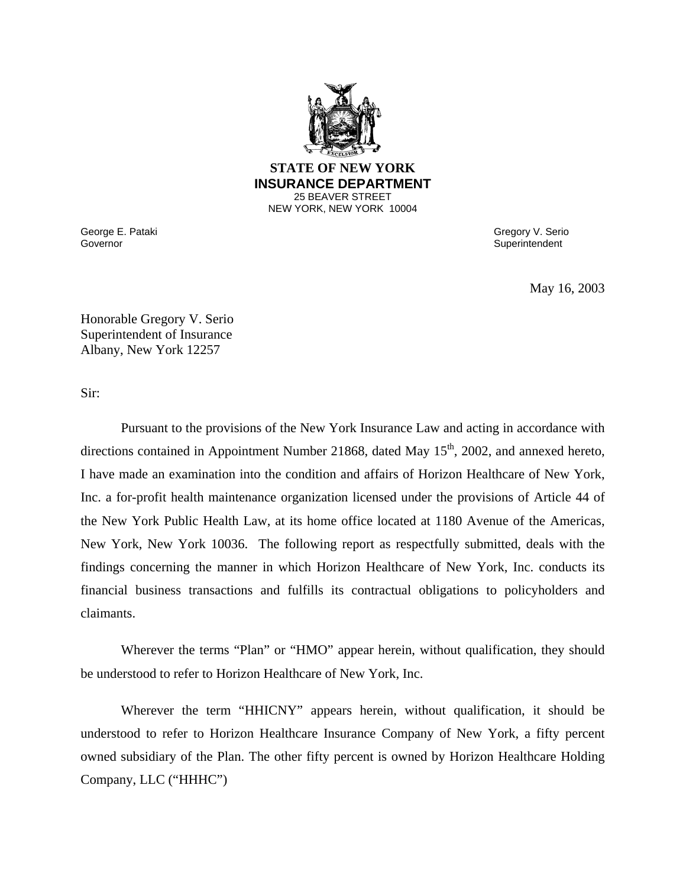**STATE OF NEW YORK**
**INSURANCE DEPARTMENT**
25 BEAVER STREET
NEW YORK, NEW YORK 10004

George E. Pataki
Governor

Gregory V. Serio
Superintendent

May 16, 2003

Honorable Gregory V. Serio
Superintendent of Insurance
Albany, New York 12257

Sir:

Pursuant to the provisions of the New York Insurance Law and acting in accordance with directions contained in Appointment Number 21868, dated May 15th, 2002, and annexed hereto, I have made an examination into the condition and affairs of Horizon Healthcare of New York, Inc. a for-profit health maintenance organization licensed under the provisions of Article 44 of the New York Public Health Law, at its home office located at 1180 Avenue of the Americas, New York, New York 10036. The following report as respectfully submitted, deals with the findings concerning the manner in which Horizon Healthcare of New York, Inc. conducts its financial business transactions and fulfills its contractual obligations to policyholders and claimants.

Wherever the terms "Plan" or "HMO" appear herein, without qualification, they should be understood to refer to Horizon Healthcare of New York, Inc.

Wherever the term "HHICNY" appears herein, without qualification, it should be understood to refer to Horizon Healthcare Insurance Company of New York, a fifty percent owned subsidiary of the Plan. The other fifty percent is owned by Horizon Healthcare Holding Company, LLC ("HHHC")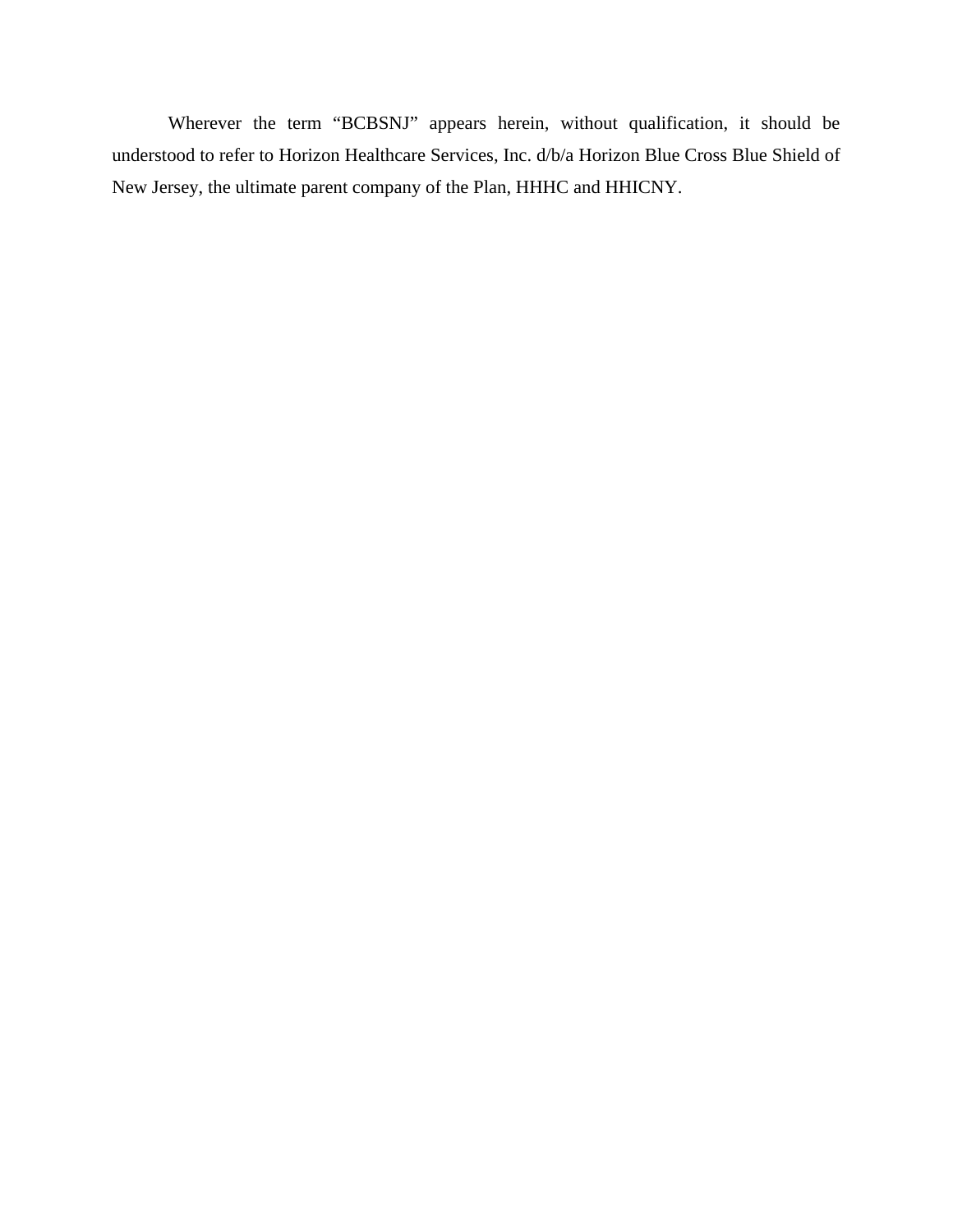Wherever the term “BCBSNJ” appears herein, without qualification, it should be understood to refer to Horizon Healthcare Services, Inc. d/b/a Horizon Blue Cross Blue Shield of New Jersey, the ultimate parent company of the Plan, HHHC and HHICNY.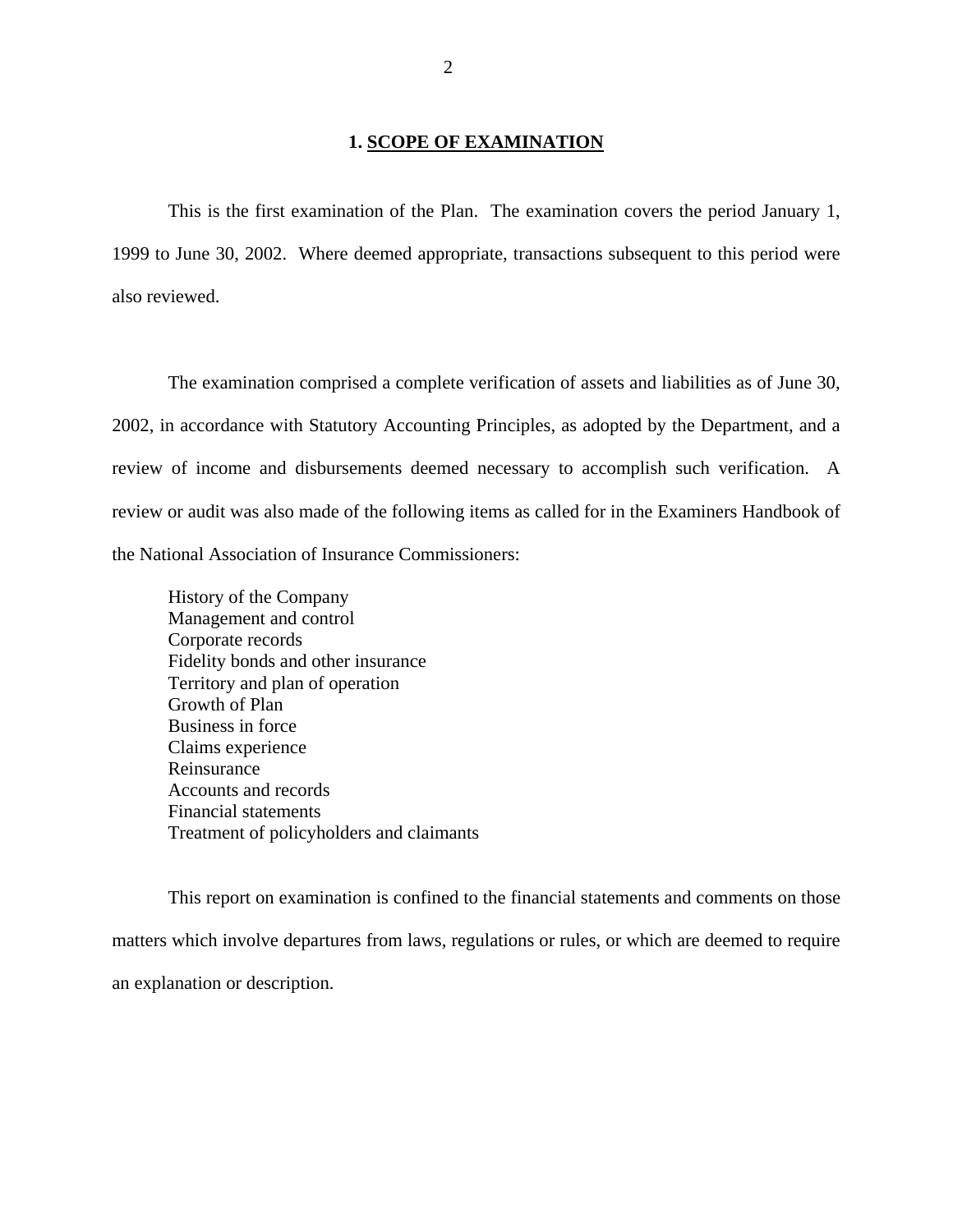## 1. SCOPE OF EXAMINATION

This is the first examination of the Plan. The examination covers the period January 1, 1999 to June 30, 2002. Where deemed appropriate, transactions subsequent to this period were also reviewed.

The examination comprised a complete verification of assets and liabilities as of June 30, 2002, in accordance with Statutory Accounting Principles, as adopted by the Department, and a review of income and disbursements deemed necessary to accomplish such verification. A review or audit was also made of the following items as called for in the Examiners Handbook of the National Association of Insurance Commissioners:

- History of the Company
- Management and control
- Corporate records
- Fidelity bonds and other insurance
- Territory and plan of operation
- Growth of Plan
- Business in force
- Claims experience
- Reinsurance
- Accounts and records
- Financial statements
- Treatment of policyholders and claimants

This report on examination is confined to the financial statements and comments on those matters which involve departures from laws, regulations or rules, or which are deemed to require an explanation or description.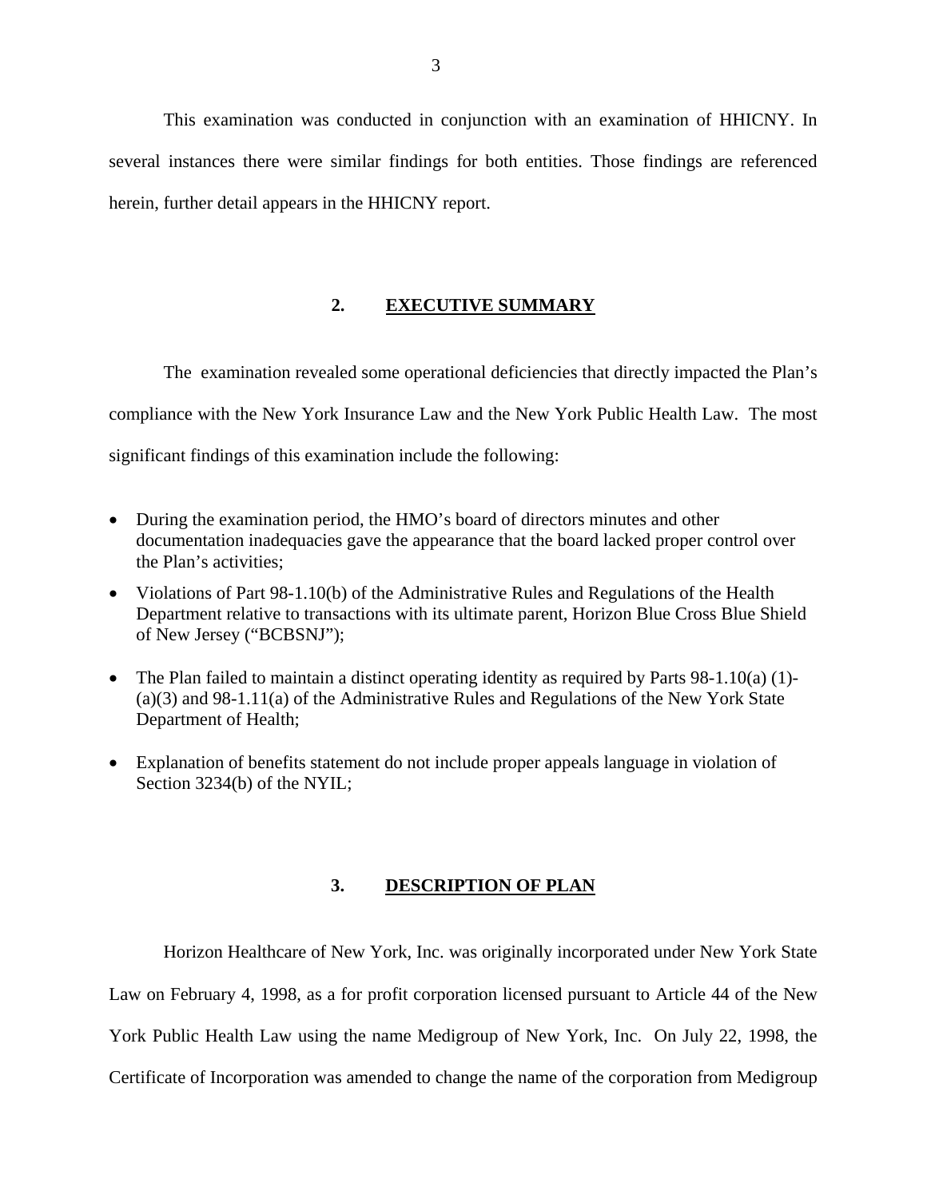This examination was conducted in conjunction with an examination of HHICNY. In several instances there were similar findings for both entities. Those findings are referenced herein, further detail appears in the HHICNY report.

## 2. EXECUTIVE SUMMARY

The examination revealed some operational deficiencies that directly impacted the Plan's compliance with the New York Insurance Law and the New York Public Health Law. The most significant findings of this examination include the following:

- During the examination period, the HMO's board of directors minutes and other documentation inadequacies gave the appearance that the board lacked proper control over the Plan's activities;
- Violations of Part 98-1.10(b) of the Administrative Rules and Regulations of the Health Department relative to transactions with its ultimate parent, Horizon Blue Cross Blue Shield of New Jersey ("BCBSNJ");
- The Plan failed to maintain a distinct operating identity as required by Parts 98-1.10(a) (1)-(a)(3) and 98-1.11(a) of the Administrative Rules and Regulations of the New York State Department of Health;
- Explanation of benefits statement do not include proper appeals language in violation of Section 3234(b) of the NYIL;

## 3. DESCRIPTION OF PLAN

Horizon Healthcare of New York, Inc. was originally incorporated under New York State Law on February 4, 1998, as a for profit corporation licensed pursuant to Article 44 of the New York Public Health Law using the name Medigroup of New York, Inc. On July 22, 1998, the Certificate of Incorporation was amended to change the name of the corporation from Medigroup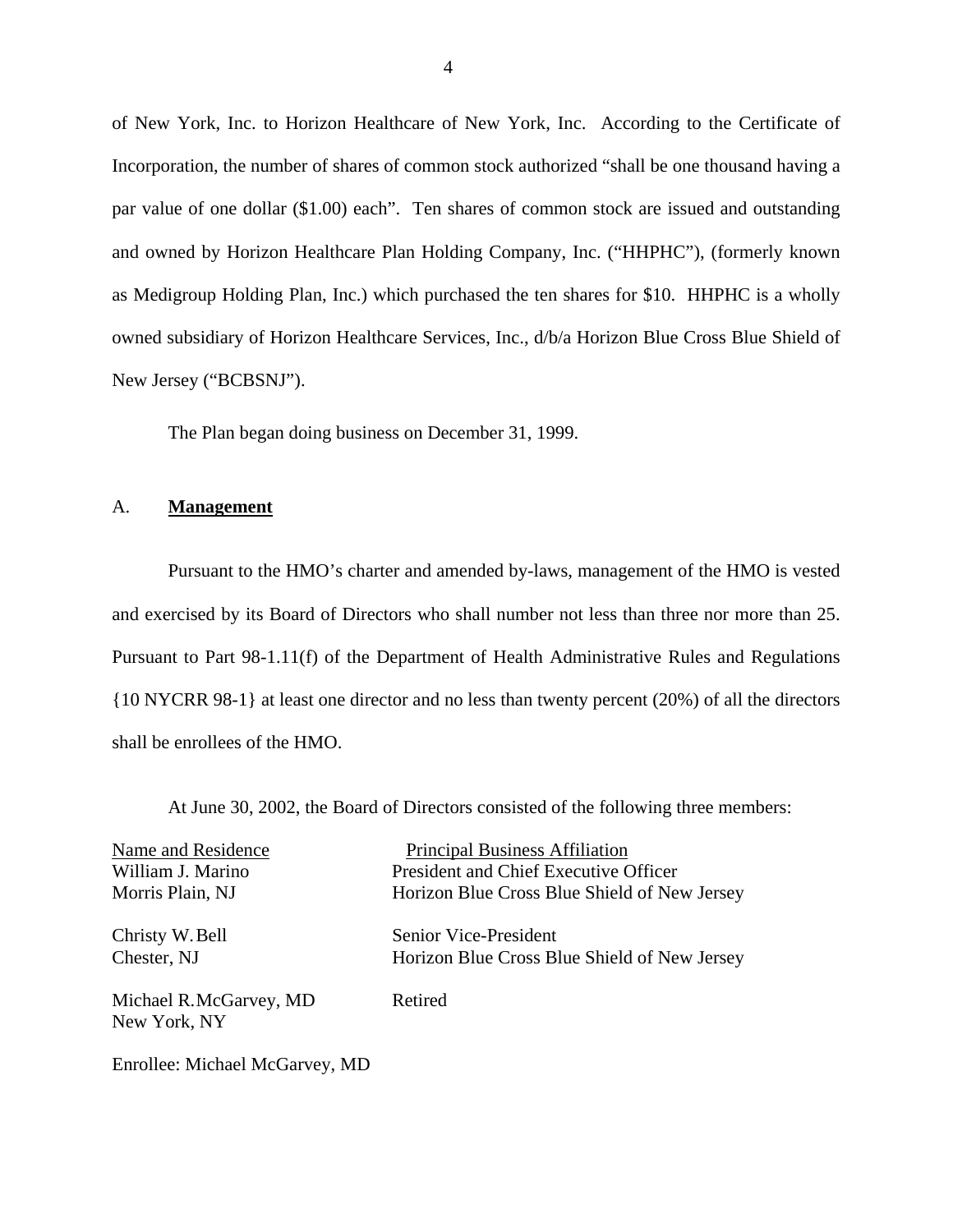of New York, Inc. to Horizon Healthcare of New York, Inc. According to the Certificate of Incorporation, the number of shares of common stock authorized "shall be one thousand having a par value of one dollar ($1.00) each". Ten shares of common stock are issued and outstanding and owned by Horizon Healthcare Plan Holding Company, Inc. ("HHPHC"), (formerly known as Medigroup Holding Plan, Inc.) which purchased the ten shares for $10. HHPHC is a wholly owned subsidiary of Horizon Healthcare Services, Inc., d/b/a Horizon Blue Cross Blue Shield of New Jersey ("BCBSNJ").

The Plan began doing business on December 31, 1999.

## A. **Management**

Pursuant to the HMO's charter and amended by-laws, management of the HMO is vested and exercised by its Board of Directors who shall number not less than three nor more than 25. Pursuant to Part 98-1.11(f) of the Department of Health Administrative Rules and Regulations {10 NYCRR 98-1} at least one director and no less than twenty percent (20%) of all the directors shall be enrollees of the HMO.

At June 30, 2002, the Board of Directors consisted of the following three members:

| Name and Residence | Principal Business Affiliation |
| --- | --- |
| William J. Marino<br>Morris Plain, NJ | President and Chief Executive Officer<br>Horizon Blue Cross Blue Shield of New Jersey |
| Christy W. Bell<br>Chester, NJ | Senior Vice-President<br>Horizon Blue Cross Blue Shield of New Jersey |
| Michael R. McGarvey, MD<br>New York, NY | Retired |

Enrollee: Michael McGarvey, MD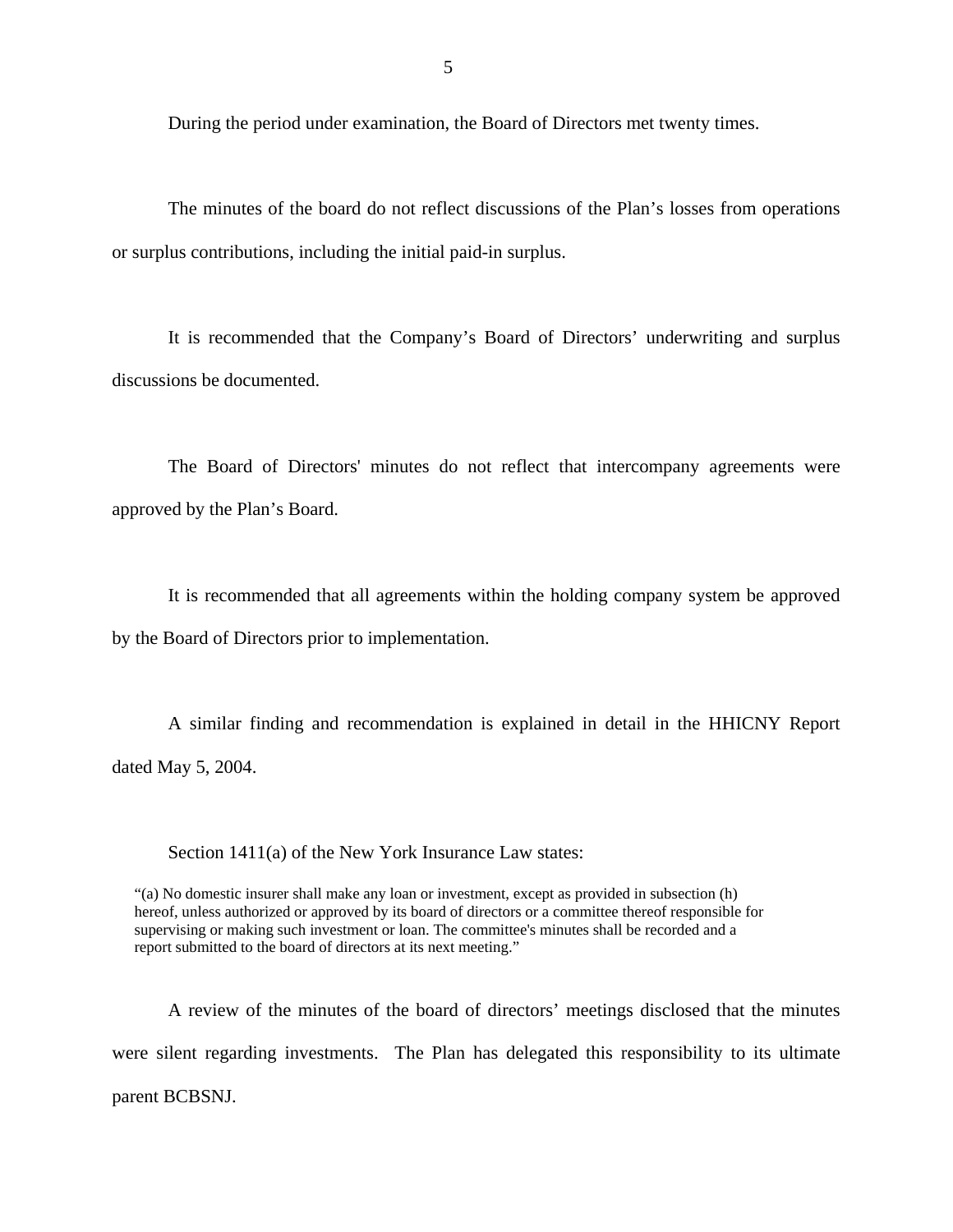During the period under examination, the Board of Directors met twenty times.

The minutes of the board do not reflect discussions of the Plan’s losses from operations or surplus contributions, including the initial paid-in surplus.

It is recommended that the Company’s Board of Directors’ underwriting and surplus discussions be documented.

The Board of Directors' minutes do not reflect that intercompany agreements were approved by the Plan’s Board.

It is recommended that all agreements within the holding company system be approved by the Board of Directors prior to implementation.

A similar finding and recommendation is explained in detail in the HHICNY Report dated May 5, 2004.

Section 1411(a) of the New York Insurance Law states:

> “(a) No domestic insurer shall make any loan or investment, except as provided in subsection (h) hereof, unless authorized or approved by its board of directors or a committee thereof responsible for supervising or making such investment or loan. The committee's minutes shall be recorded and a report submitted to the board of directors at its next meeting.”

A review of the minutes of the board of directors’ meetings disclosed that the minutes were silent regarding investments. The Plan has delegated this responsibility to its ultimate parent BCBSNJ.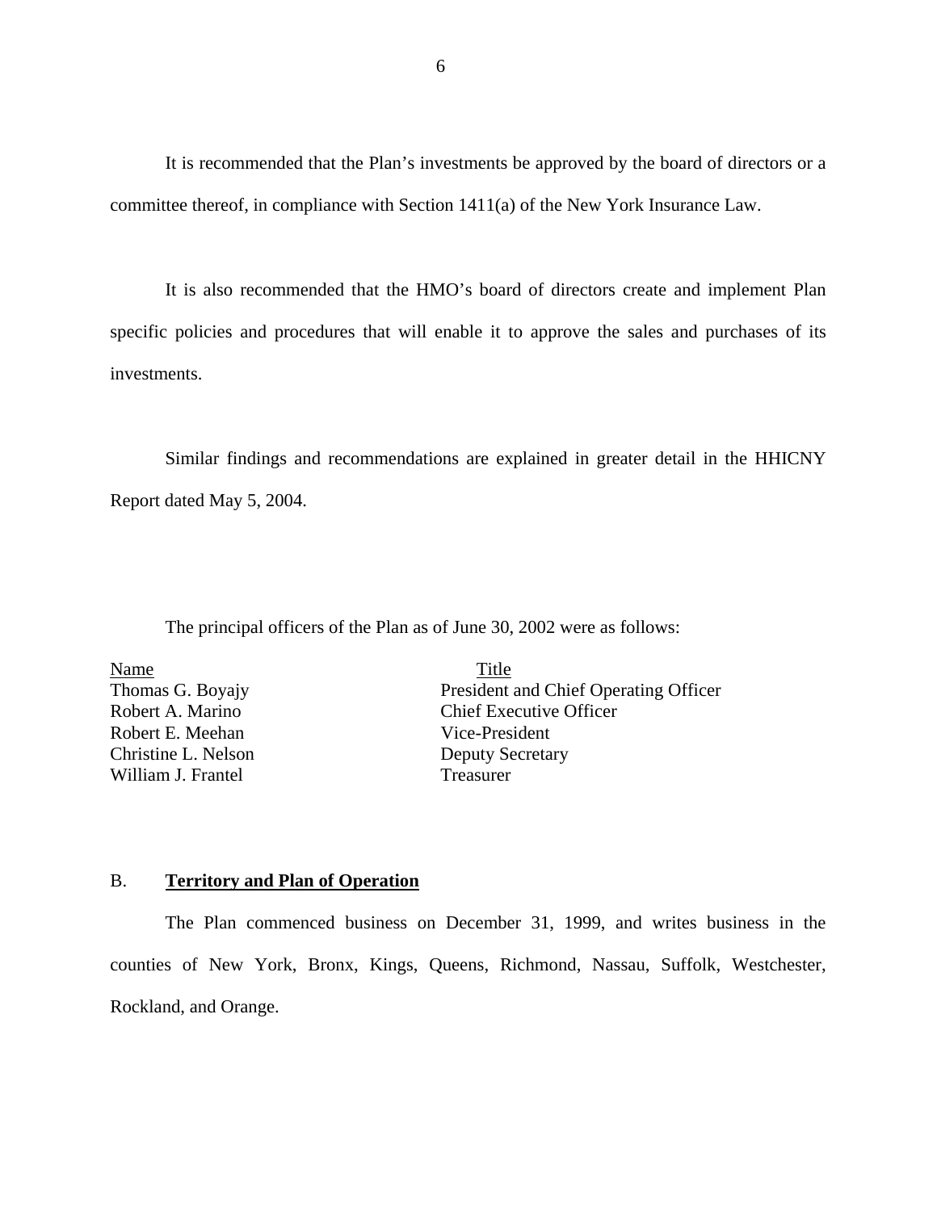It is recommended that the Plan's investments be approved by the board of directors or a committee thereof, in compliance with Section 1411(a) of the New York Insurance Law.

It is also recommended that the HMO's board of directors create and implement Plan specific policies and procedures that will enable it to approve the sales and purchases of its investments.

Similar findings and recommendations are explained in greater detail in the HHICNY Report dated May 5, 2004.

The principal officers of the Plan as of June 30, 2002 were as follows:

| Name | Title |
|---|---|
| Thomas G. Boyajy | President and Chief Operating Officer |
| Robert A. Marino | Chief Executive Officer |
| Robert E. Meehan | Vice-President |
| Christine L. Nelson | Deputy Secretary |
| William J. Frantel | Treasurer |

## B. **Territory and Plan of Operation**

The Plan commenced business on December 31, 1999, and writes business in the counties of New York, Bronx, Kings, Queens, Richmond, Nassau, Suffolk, Westchester, Rockland, and Orange.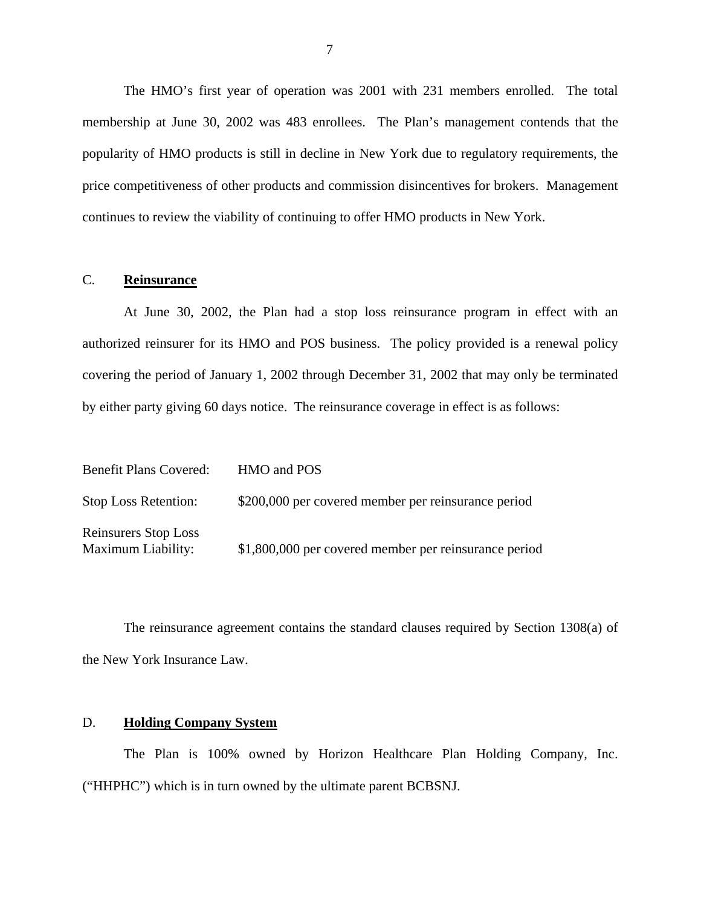The HMO's first year of operation was 2001 with 231 members enrolled. The total membership at June 30, 2002 was 483 enrollees. The Plan's management contends that the popularity of HMO products is still in decline in New York due to regulatory requirements, the price competitiveness of other products and commission disincentives for brokers. Management continues to review the viability of continuing to offer HMO products in New York.

## C. Reinsurance

At June 30, 2002, the Plan had a stop loss reinsurance program in effect with an authorized reinsurer for its HMO and POS business. The policy provided is a renewal policy covering the period of January 1, 2002 through December 31, 2002 that may only be terminated by either party giving 60 days notice. The reinsurance coverage in effect is as follows:

| | |
|---|---|
| Benefit Plans Covered: | HMO and POS |
| Stop Loss Retention: | $200,000 per covered member per reinsurance period |
| Reinsurers Stop Loss Maximum Liability: | $1,800,000 per covered member per reinsurance period |

The reinsurance agreement contains the standard clauses required by Section 1308(a) of the New York Insurance Law.

## D. Holding Company System

The Plan is 100% owned by Horizon Healthcare Plan Holding Company, Inc. ("HHPHC") which is in turn owned by the ultimate parent BCBSNJ.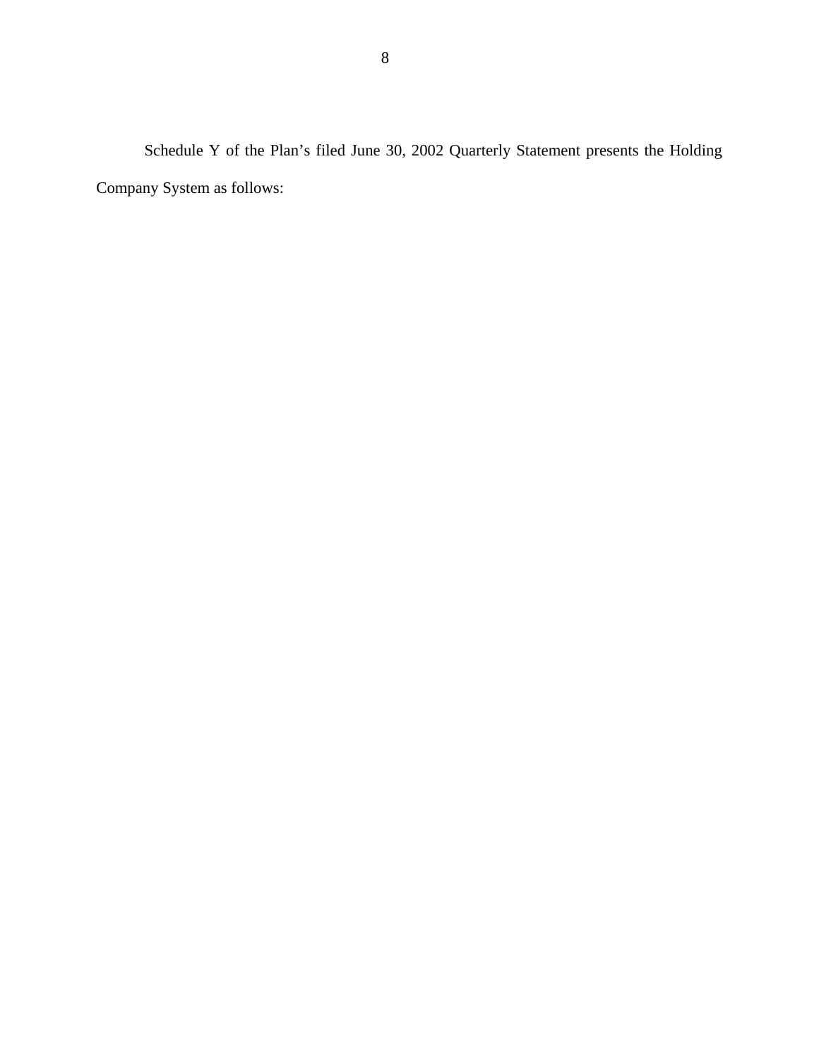Schedule Y of the Plan’s filed June 30, 2002 Quarterly Statement presents the Holding Company System as follows: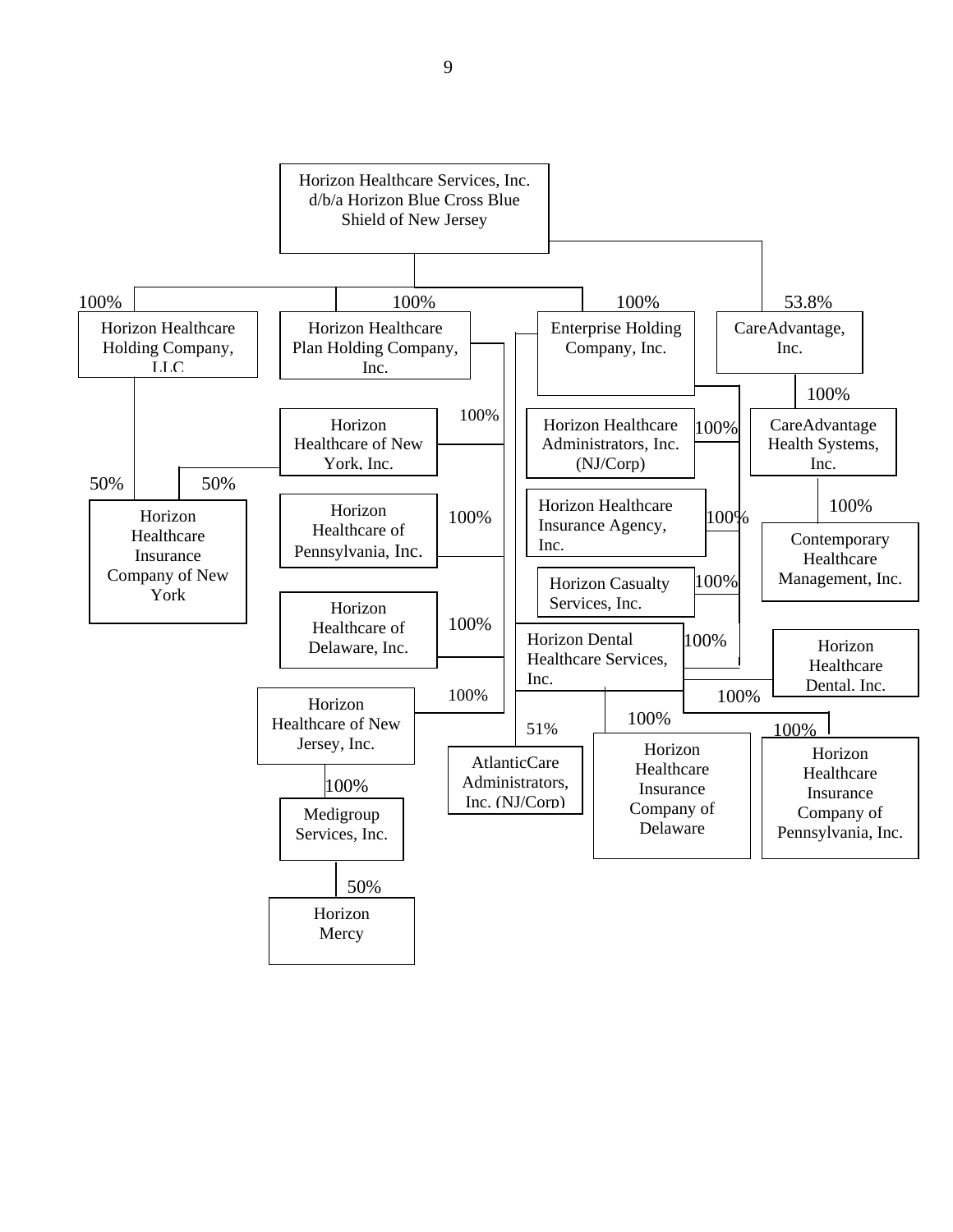Horizon Healthcare Services, Inc. d/b/a Horizon Blue Cross Blue Shield of New Jersey

- 100% Horizon Healthcare Holding Company, LLC
  - 50% Horizon Healthcare Insurance Company of New York
- 100% Horizon Healthcare Plan Holding Company, Inc.
  - 50% Horizon Healthcare Insurance Company of New York
  - 100% Horizon Healthcare of New York, Inc.
  - 100% Horizon Healthcare of Pennsylvania, Inc.
  - 100% Horizon Healthcare of Delaware, Inc.
  - 100% Horizon Healthcare of New Jersey, Inc.
    - 100% Medigroup Services, Inc.
      - 50% Horizon Mercy
- 100% Enterprise Holding Company, Inc.
  - 100% Horizon Healthcare Administrators, Inc. (NJ/Corp)
  - 100% Horizon Healthcare Insurance Agency, Inc.
  - 100% Horizon Casualty Services, Inc.
  - 100% Horizon Dental Healthcare Services, Inc.
  - 100% Horizon Healthcare Dental. Inc.
  - 51% AtlanticCare Administrators, Inc. (NJ/Corp)
  - 100% Horizon Healthcare Insurance Company of Delaware
  - 100% Horizon Healthcare Insurance Company of Pennsylvania, Inc.
- 53.8% CareAdvantage, Inc.
  - 100% CareAdvantage Health Systems, Inc.
    - 100% Contemporary Healthcare Management, Inc.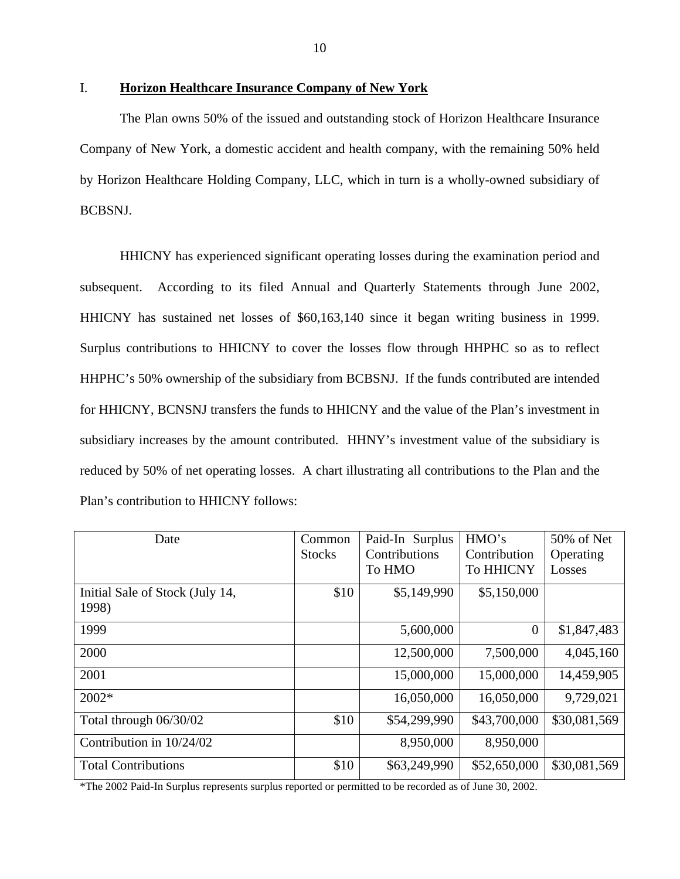## I. **Horizon Healthcare Insurance Company of New York**

The Plan owns 50% of the issued and outstanding stock of Horizon Healthcare Insurance Company of New York, a domestic accident and health company, with the remaining 50% held by Horizon Healthcare Holding Company, LLC, which in turn is a wholly-owned subsidiary of BCBSNJ.

HHICNY has experienced significant operating losses during the examination period and subsequent. According to its filed Annual and Quarterly Statements through June 2002, HHICNY has sustained net losses of $60,163,140 since it began writing business in 1999. Surplus contributions to HHICNY to cover the losses flow through HHPHC so as to reflect HHPHC's 50% ownership of the subsidiary from BCBSNJ. If the funds contributed are intended for HHICNY, BCNSNJ transfers the funds to HHICNY and the value of the Plan's investment in subsidiary increases by the amount contributed. HHNY's investment value of the subsidiary is reduced by 50% of net operating losses. A chart illustrating all contributions to the Plan and the Plan's contribution to HHICNY follows:

| Date | Common Stocks | Paid-In Surplus Contributions To HMO | HMO's Contribution To HHICNY | 50% of Net Operating Losses |
|---|---|---|---|---|
| Initial Sale of Stock (July 14, 1998) | $10 | $5,149,990 | $5,150,000 | |
| 1999 | | 5,600,000 | 0 | $1,847,483 |
| 2000 | | 12,500,000 | 7,500,000 | 4,045,160 |
| 2001 | | 15,000,000 | 15,000,000 | 14,459,905 |
| 2002* | | 16,050,000 | 16,050,000 | 9,729,021 |
| Total through 06/30/02 | $10 | $54,299,990 | $43,700,000 | $30,081,569 |
| Contribution in 10/24/02 | | 8,950,000 | 8,950,000 | |
| Total Contributions | $10 | $63,249,990 | $52,650,000 | $30,081,569 |

*The 2002 Paid-In Surplus represents surplus reported or permitted to be recorded as of June 30, 2002.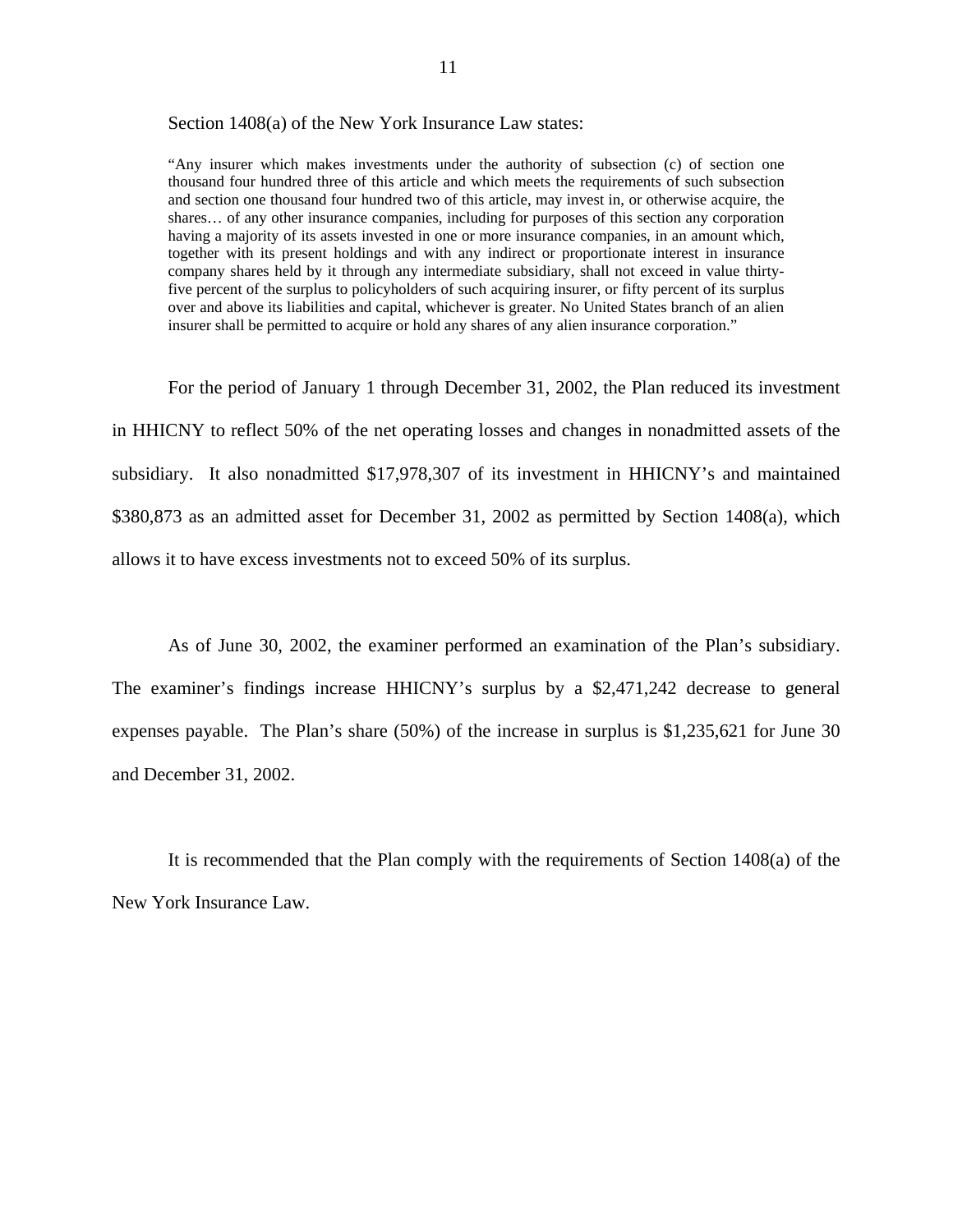Section 1408(a) of the New York Insurance Law states:

> "Any insurer which makes investments under the authority of subsection (c) of section one thousand four hundred three of this article and which meets the requirements of such subsection and section one thousand four hundred two of this article, may invest in, or otherwise acquire, the shares… of any other insurance companies, including for purposes of this section any corporation having a majority of its assets invested in one or more insurance companies, in an amount which, together with its present holdings and with any indirect or proportionate interest in insurance company shares held by it through any intermediate subsidiary, shall not exceed in value thirty-five percent of the surplus to policyholders of such acquiring insurer, or fifty percent of its surplus over and above its liabilities and capital, whichever is greater. No United States branch of an alien insurer shall be permitted to acquire or hold any shares of any alien insurance corporation."

For the period of January 1 through December 31, 2002, the Plan reduced its investment in HHICNY to reflect 50% of the net operating losses and changes in nonadmitted assets of the subsidiary. It also nonadmitted $17,978,307 of its investment in HHICNY's and maintained $380,873 as an admitted asset for December 31, 2002 as permitted by Section 1408(a), which allows it to have excess investments not to exceed 50% of its surplus.

As of June 30, 2002, the examiner performed an examination of the Plan's subsidiary. The examiner's findings increase HHICNY's surplus by a $2,471,242 decrease to general expenses payable. The Plan's share (50%) of the increase in surplus is $1,235,621 for June 30 and December 31, 2002.

It is recommended that the Plan comply with the requirements of Section 1408(a) of the New York Insurance Law.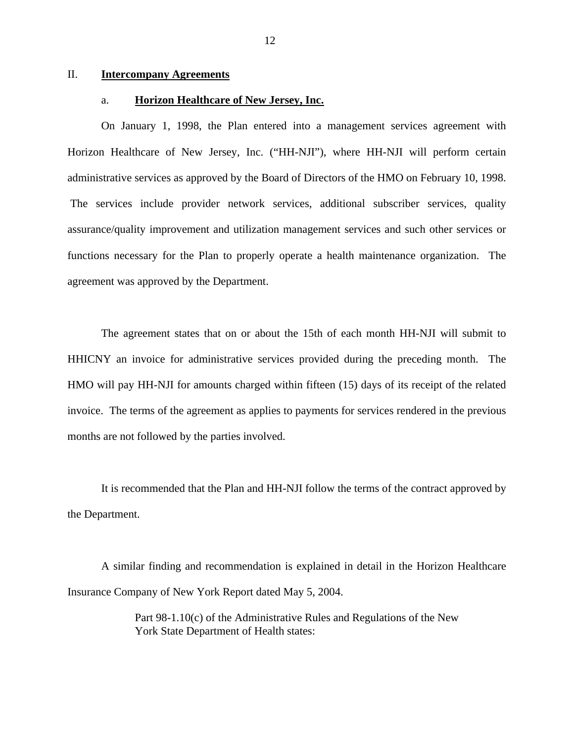## II. Intercompany Agreements

### a. Horizon Healthcare of New Jersey, Inc.

On January 1, 1998, the Plan entered into a management services agreement with Horizon Healthcare of New Jersey, Inc. ("HH-NJI"), where HH-NJI will perform certain administrative services as approved by the Board of Directors of the HMO on February 10, 1998. The services include provider network services, additional subscriber services, quality assurance/quality improvement and utilization management services and such other services or functions necessary for the Plan to properly operate a health maintenance organization. The agreement was approved by the Department.

The agreement states that on or about the 15th of each month HH-NJI will submit to HHICNY an invoice for administrative services provided during the preceding month. The HMO will pay HH-NJI for amounts charged within fifteen (15) days of its receipt of the related invoice. The terms of the agreement as applies to payments for services rendered in the previous months are not followed by the parties involved.

It is recommended that the Plan and HH-NJI follow the terms of the contract approved by the Department.

A similar finding and recommendation is explained in detail in the Horizon Healthcare Insurance Company of New York Report dated May 5, 2004.

> Part 98-1.10(c) of the Administrative Rules and Regulations of the New York State Department of Health states: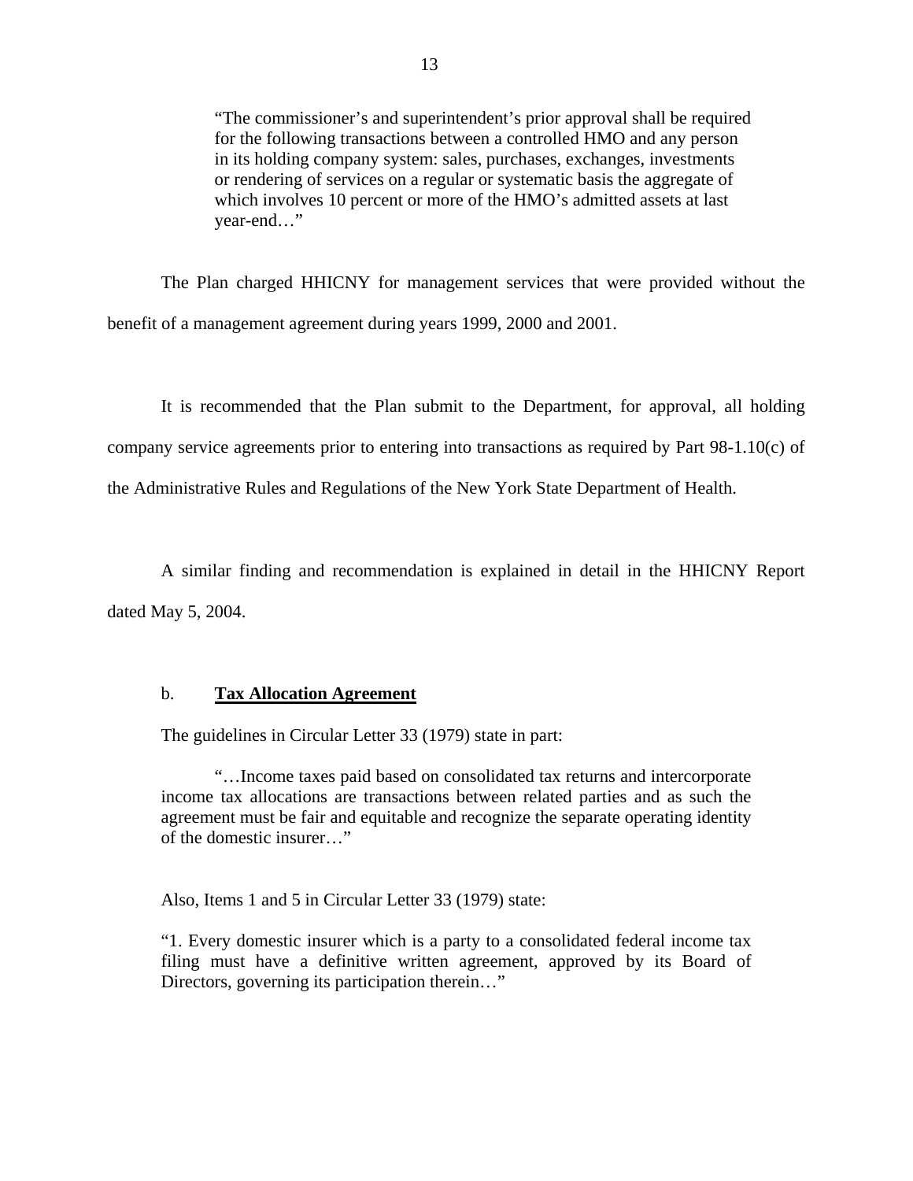> "The commissioner's and superintendent's prior approval shall be required for the following transactions between a controlled HMO and any person in its holding company system: sales, purchases, exchanges, investments or rendering of services on a regular or systematic basis the aggregate of which involves 10 percent or more of the HMO's admitted assets at last year-end…"

The Plan charged HHICNY for management services that were provided without the benefit of a management agreement during years 1999, 2000 and 2001.

It is recommended that the Plan submit to the Department, for approval, all holding company service agreements prior to entering into transactions as required by Part 98-1.10(c) of the Administrative Rules and Regulations of the New York State Department of Health.

A similar finding and recommendation is explained in detail in the HHICNY Report dated May 5, 2004.

b. **Tax Allocation Agreement**

The guidelines in Circular Letter 33 (1979) state in part:

> "…Income taxes paid based on consolidated tax returns and intercorporate income tax allocations are transactions between related parties and as such the agreement must be fair and equitable and recognize the separate operating identity of the domestic insurer…"

Also, Items 1 and 5 in Circular Letter 33 (1979) state:

> "1. Every domestic insurer which is a party to a consolidated federal income tax filing must have a definitive written agreement, approved by its Board of Directors, governing its participation therein…"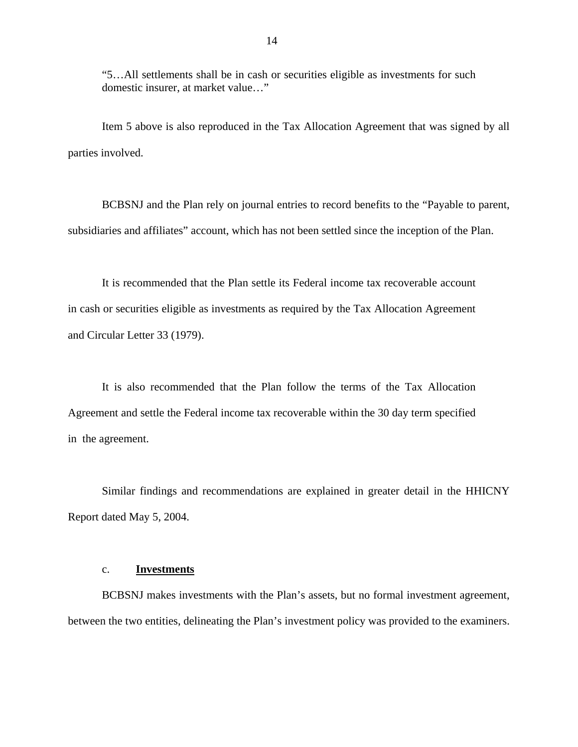> "5…All settlements shall be in cash or securities eligible as investments for such domestic insurer, at market value…"

Item 5 above is also reproduced in the Tax Allocation Agreement that was signed by all parties involved.

BCBSNJ and the Plan rely on journal entries to record benefits to the "Payable to parent, subsidiaries and affiliates" account, which has not been settled since the inception of the Plan.

It is recommended that the Plan settle its Federal income tax recoverable account in cash or securities eligible as investments as required by the Tax Allocation Agreement and Circular Letter 33 (1979).

It is also recommended that the Plan follow the terms of the Tax Allocation Agreement and settle the Federal income tax recoverable within the 30 day term specified in the agreement.

Similar findings and recommendations are explained in greater detail in the HHICNY Report dated May 5, 2004.

### c. **Investments**

BCBSNJ makes investments with the Plan's assets, but no formal investment agreement, between the two entities, delineating the Plan's investment policy was provided to the examiners.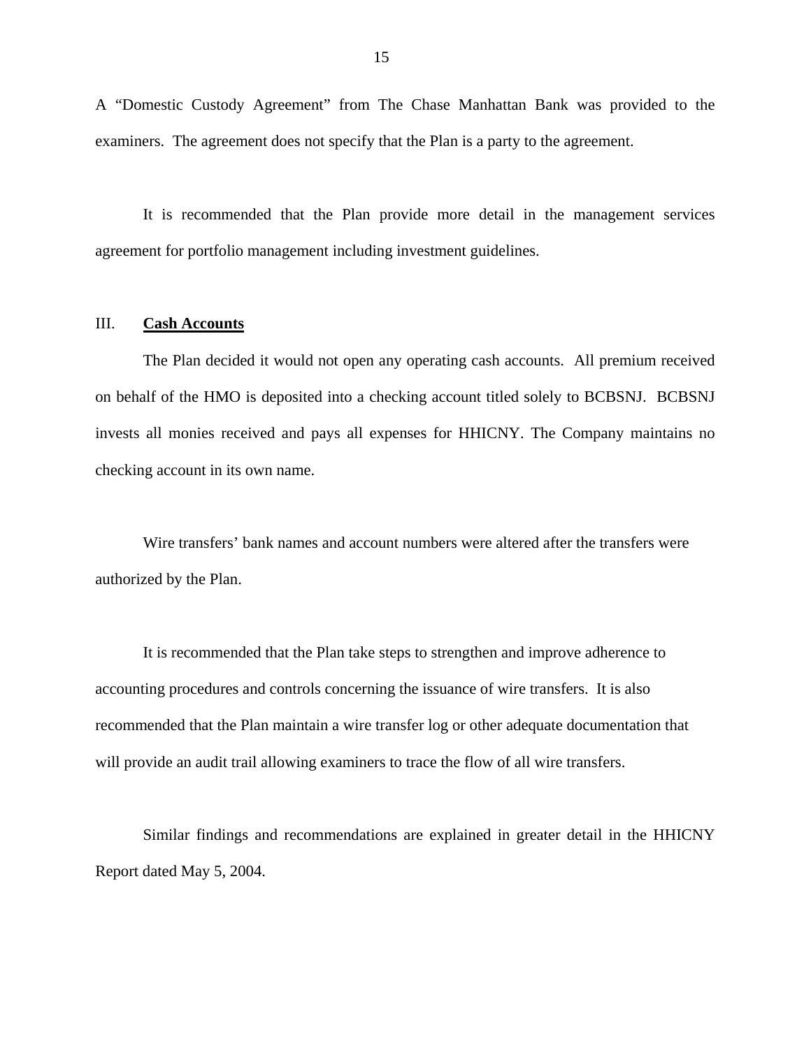A "Domestic Custody Agreement" from The Chase Manhattan Bank was provided to the examiners. The agreement does not specify that the Plan is a party to the agreement.

It is recommended that the Plan provide more detail in the management services agreement for portfolio management including investment guidelines.

## III. Cash Accounts

The Plan decided it would not open any operating cash accounts. All premium received on behalf of the HMO is deposited into a checking account titled solely to BCBSNJ. BCBSNJ invests all monies received and pays all expenses for HHICNY. The Company maintains no checking account in its own name.

Wire transfers' bank names and account numbers were altered after the transfers were authorized by the Plan.

It is recommended that the Plan take steps to strengthen and improve adherence to accounting procedures and controls concerning the issuance of wire transfers. It is also recommended that the Plan maintain a wire transfer log or other adequate documentation that will provide an audit trail allowing examiners to trace the flow of all wire transfers.

Similar findings and recommendations are explained in greater detail in the HHICNY Report dated May 5, 2004.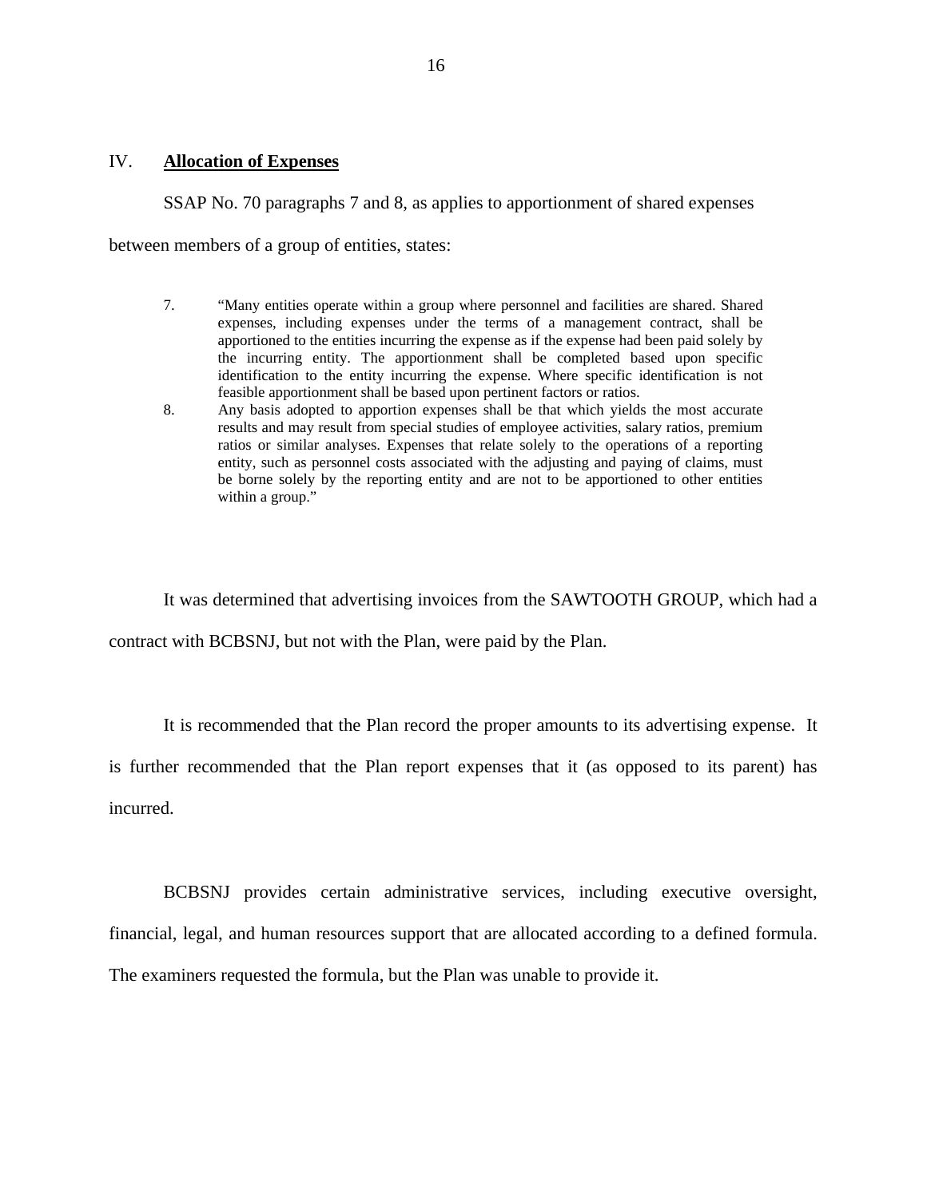## IV. **Allocation of Expenses**

SSAP No. 70 paragraphs 7 and 8, as applies to apportionment of shared expenses between members of a group of entities, states:

> 7. "Many entities operate within a group where personnel and facilities are shared. Shared expenses, including expenses under the terms of a management contract, shall be apportioned to the entities incurring the expense as if the expense had been paid solely by the incurring entity. The apportionment shall be completed based upon specific identification to the entity incurring the expense. Where specific identification is not feasible apportionment shall be based upon pertinent factors or ratios.
>
> 8. Any basis adopted to apportion expenses shall be that which yields the most accurate results and may result from special studies of employee activities, salary ratios, premium ratios or similar analyses. Expenses that relate solely to the operations of a reporting entity, such as personnel costs associated with the adjusting and paying of claims, must be borne solely by the reporting entity and are not to be apportioned to other entities within a group."

It was determined that advertising invoices from the SAWTOOTH GROUP, which had a contract with BCBSNJ, but not with the Plan, were paid by the Plan.

It is recommended that the Plan record the proper amounts to its advertising expense. It is further recommended that the Plan report expenses that it (as opposed to its parent) has incurred.

BCBSNJ provides certain administrative services, including executive oversight, financial, legal, and human resources support that are allocated according to a defined formula. The examiners requested the formula, but the Plan was unable to provide it.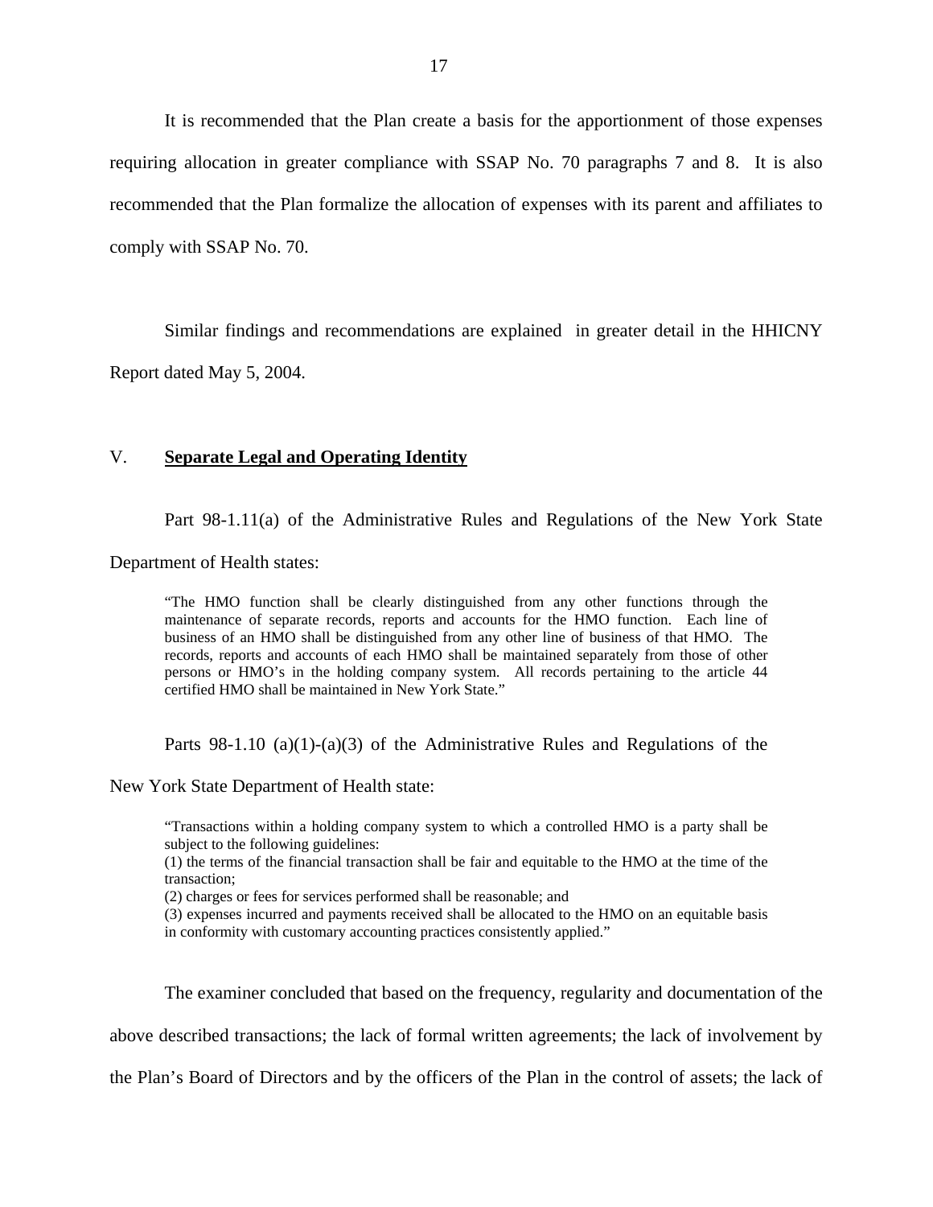It is recommended that the Plan create a basis for the apportionment of those expenses requiring allocation in greater compliance with SSAP No. 70 paragraphs 7 and 8. It is also recommended that the Plan formalize the allocation of expenses with its parent and affiliates to comply with SSAP No. 70.

Similar findings and recommendations are explained in greater detail in the HHICNY Report dated May 5, 2004.

## V. **Separate Legal and Operating Identity**

Part 98-1.11(a) of the Administrative Rules and Regulations of the New York State Department of Health states:

> "The HMO function shall be clearly distinguished from any other functions through the maintenance of separate records, reports and accounts for the HMO function. Each line of business of an HMO shall be distinguished from any other line of business of that HMO. The records, reports and accounts of each HMO shall be maintained separately from those of other persons or HMO's in the holding company system. All records pertaining to the article 44 certified HMO shall be maintained in New York State."

Parts 98-1.10 (a)(1)-(a)(3) of the Administrative Rules and Regulations of the New York State Department of Health state:

> "Transactions within a holding company system to which a controlled HMO is a party shall be subject to the following guidelines:
> (1) the terms of the financial transaction shall be fair and equitable to the HMO at the time of the transaction;
> (2) charges or fees for services performed shall be reasonable; and
> (3) expenses incurred and payments received shall be allocated to the HMO on an equitable basis in conformity with customary accounting practices consistently applied."

The examiner concluded that based on the frequency, regularity and documentation of the above described transactions; the lack of formal written agreements; the lack of involvement by the Plan's Board of Directors and by the officers of the Plan in the control of assets; the lack of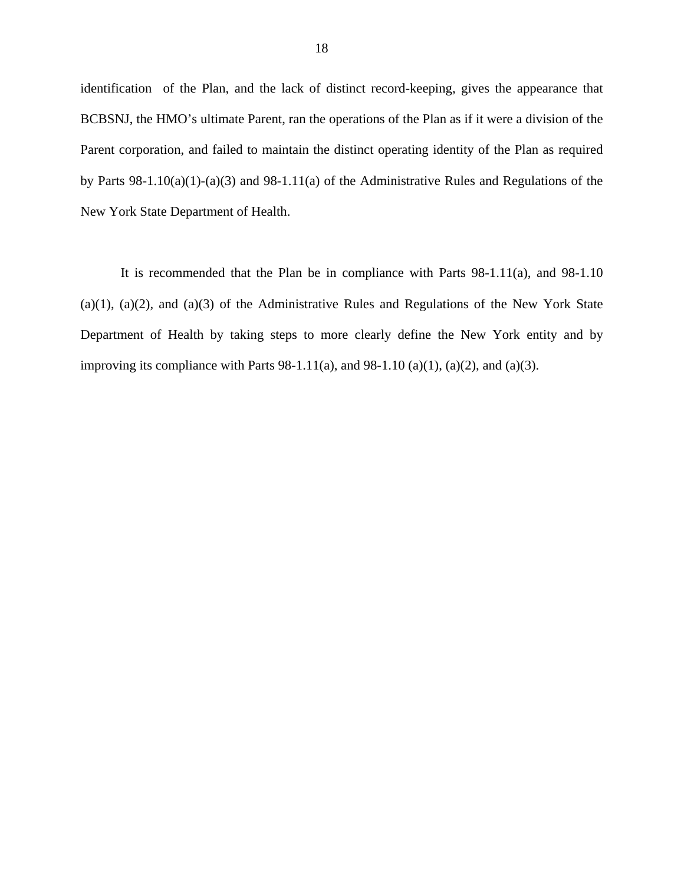identification of the Plan, and the lack of distinct record-keeping, gives the appearance that BCBSNJ, the HMO's ultimate Parent, ran the operations of the Plan as if it were a division of the Parent corporation, and failed to maintain the distinct operating identity of the Plan as required by Parts 98-1.10(a)(1)-(a)(3) and 98-1.11(a) of the Administrative Rules and Regulations of the New York State Department of Health.

It is recommended that the Plan be in compliance with Parts 98-1.11(a), and 98-1.10 (a)(1), (a)(2), and (a)(3) of the Administrative Rules and Regulations of the New York State Department of Health by taking steps to more clearly define the New York entity and by improving its compliance with Parts 98-1.11(a), and 98-1.10 (a)(1), (a)(2), and (a)(3).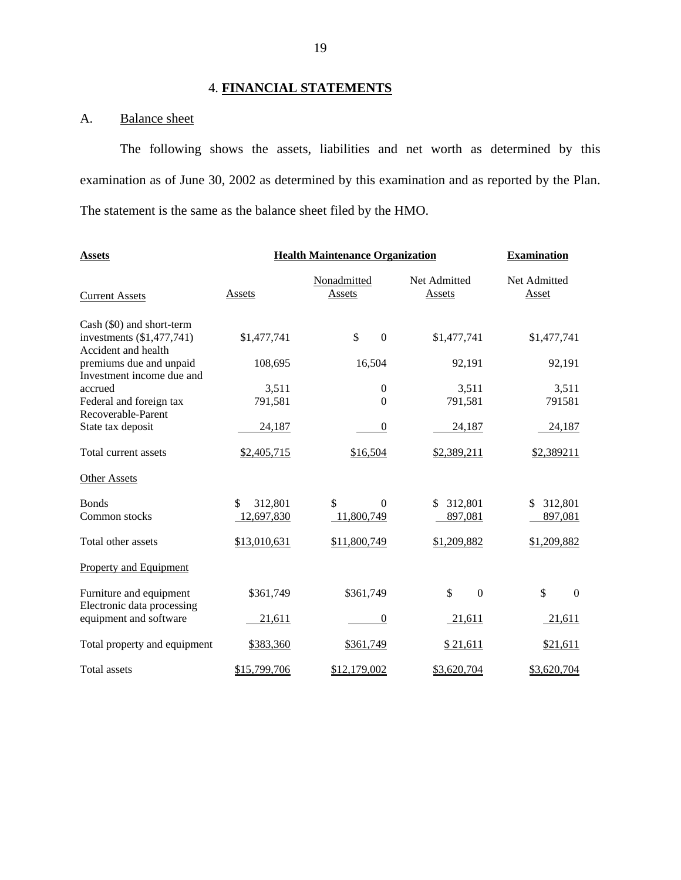## 4. **FINANCIAL STATEMENTS**

A. Balance sheet

The following shows the assets, liabilities and net worth as determined by this examination as of June 30, 2002 as determined by this examination and as reported by the Plan. The statement is the same as the balance sheet filed by the HMO.

| **Assets** | **Health Maintenance Organization** | | | **Examination** |
|---|---|---|---|---|
| Current Assets | Assets | Nonadmitted Assets | Net Admitted Assets | Net Admitted Asset |
| Cash ($0) and short-term investments ($1,477,741) | $1,477,741 | $ 0 | $1,477,741 | $1,477,741 |
| Accident and health premiums due and unpaid | 108,695 | 16,504 | 92,191 | 92,191 |
| Investment income due and accrued | 3,511 | 0 | 3,511 | 3,511 |
| Federal and foreign tax Recoverable-Parent | 791,581 | 0 | 791,581 | 791581 |
| State tax deposit | 24,187 | 0 | 24,187 | 24,187 |
| Total current assets | $2,405,715 | $16,504 | $2,389,211 | $2,389211 |
| Other Assets | | | | |
| Bonds | $ 312,801 | $ 0 | $ 312,801 | $ 312,801 |
| Common stocks | 12,697,830 | 11,800,749 | 897,081 | 897,081 |
| Total other assets | $13,010,631 | $11,800,749 | $1,209,882 | $1,209,882 |
| Property and Equipment | | | | |
| Furniture and equipment | $361,749 | $361,749 | $ 0 | $ 0 |
| Electronic data processing equipment and software | 21,611 | 0 | 21,611 | 21,611 |
| Total property and equipment | $383,360 | $361,749 | $ 21,611 | $21,611 |
| Total assets | $15,799,706 | $12,179,002 | $3,620,704 | $3,620,704 |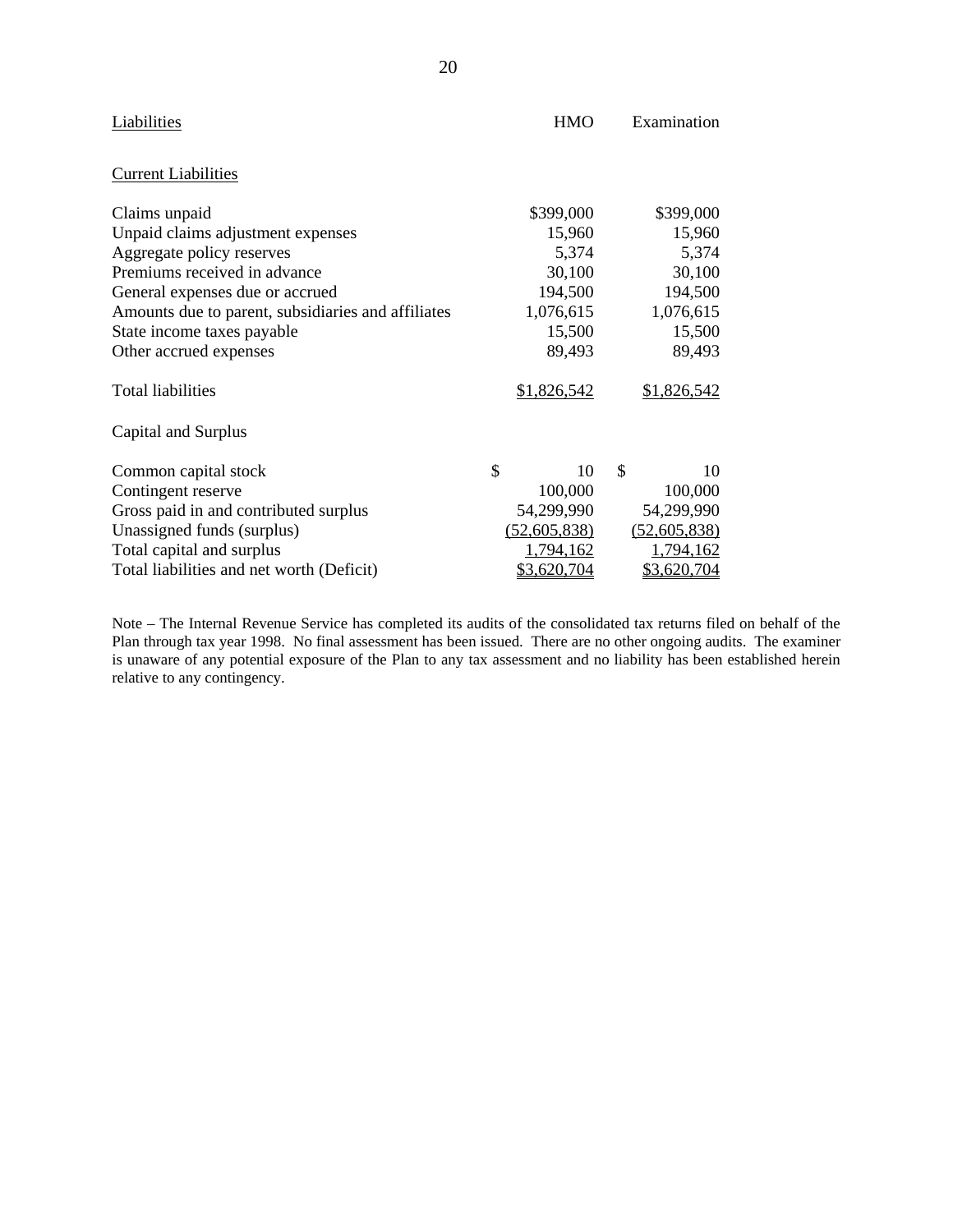| Liabilities | HMO | Examination |
|---|---|---|
| Current Liabilities | | |
| Claims unpaid | $399,000 | $399,000 |
| Unpaid claims adjustment expenses | 15,960 | 15,960 |
| Aggregate policy reserves | 5,374 | 5,374 |
| Premiums received in advance | 30,100 | 30,100 |
| General expenses due or accrued | 194,500 | 194,500 |
| Amounts due to parent, subsidiaries and affiliates | 1,076,615 | 1,076,615 |
| State income taxes payable | 15,500 | 15,500 |
| Other accrued expenses | 89,493 | 89,493 |
| Total liabilities | $1,826,542 | $1,826,542 |
| Capital and Surplus | | |
| Common capital stock | $ 10 | $ 10 |
| Contingent reserve | 100,000 | 100,000 |
| Gross paid in and contributed surplus | 54,299,990 | 54,299,990 |
| Unassigned funds (surplus) | (52,605,838) | (52,605,838) |
| Total capital and surplus | 1,794,162 | 1,794,162 |
| Total liabilities and net worth (Deficit) | $3,620,704 | $3,620,704 |

Note – The Internal Revenue Service has completed its audits of the consolidated tax returns filed on behalf of the Plan through tax year 1998. No final assessment has been issued. There are no other ongoing audits. The examiner is unaware of any potential exposure of the Plan to any tax assessment and no liability has been established herein relative to any contingency.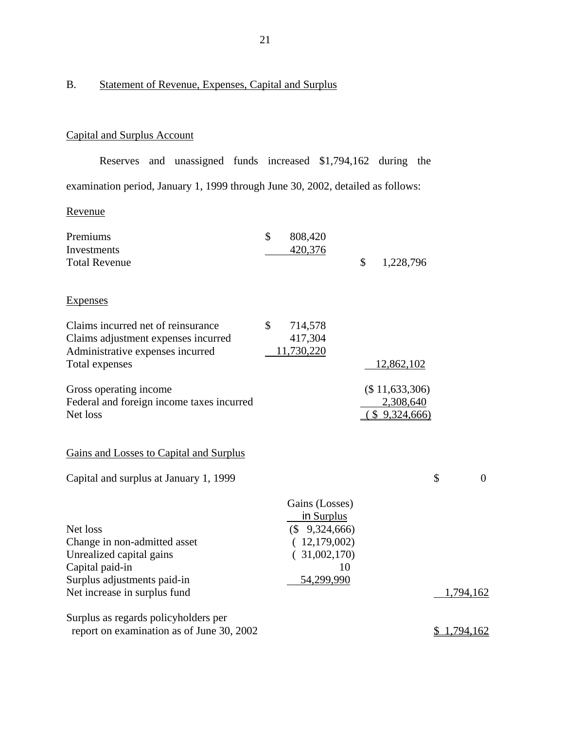## B. Statement of Revenue, Expenses, Capital and Surplus

### Capital and Surplus Account

Reserves and unassigned funds increased $1,794,162 during the examination period, January 1, 1999 through June 30, 2002, detailed as follows:

**Revenue**

| | | |
|---|---|---|
| Premiums | $ 808,420 | |
| Investments | 420,376 | |
| Total Revenue | | $ 1,228,796 |

**Expenses**

| | | |
|---|---|---|
| Claims incurred net of reinsurance | $ 714,578 | |
| Claims adjustment expenses incurred | 417,304 | |
| Administrative expenses incurred | 11,730,220 | |
| Total expenses | | 12,862,102 |
| | | |
| Gross operating income | | ($ 11,633,306) |
| Federal and foreign income taxes incurred | | 2,308,640 |
| Net loss | | ($ 9,324,666) |

**Gains and Losses to Capital and Surplus**

| | Gains (Losses) in Surplus | |
|---|---|---|
| Capital and surplus at January 1, 1999 | | $ 0 |
| Net loss | ($ 9,324,666) | |
| Change in non-admitted asset | ( 12,179,002) | |
| Unrealized capital gains | ( 31,002,170) | |
| Capital paid-in | 10 | |
| Surplus adjustments paid-in | 54,299,990 | |
| Net increase in surplus fund | | 1,794,162 |
| | | |
| Surplus as regards policyholders per report on examination as of June 30, 2002 | | $ 1,794,162 |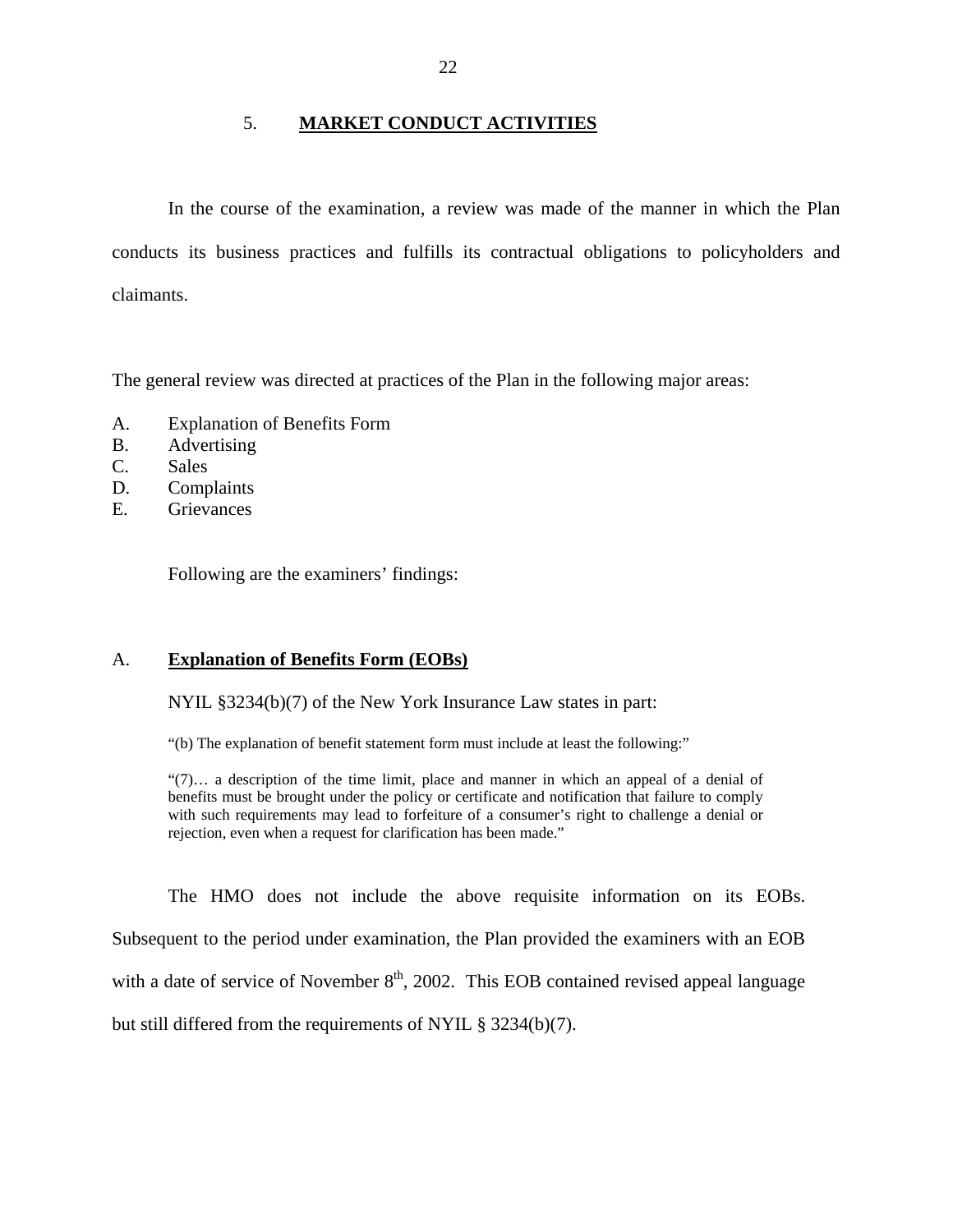## 5. **MARKET CONDUCT ACTIVITIES**

In the course of the examination, a review was made of the manner in which the Plan conducts its business practices and fulfills its contractual obligations to policyholders and claimants.

The general review was directed at practices of the Plan in the following major areas:

A. Explanation of Benefits Form
B. Advertising
C. Sales
D. Complaints
E. Grievances

Following are the examiners' findings:

### A. **Explanation of Benefits Form (EOBs)**

NYIL §3234(b)(7) of the New York Insurance Law states in part:

> "(b) The explanation of benefit statement form must include at least the following:"
>
> "(7)… a description of the time limit, place and manner in which an appeal of a denial of benefits must be brought under the policy or certificate and notification that failure to comply with such requirements may lead to forfeiture of a consumer's right to challenge a denial or rejection, even when a request for clarification has been made."

The HMO does not include the above requisite information on its EOBs. Subsequent to the period under examination, the Plan provided the examiners with an EOB with a date of service of November 8th, 2002. This EOB contained revised appeal language but still differed from the requirements of NYIL § 3234(b)(7).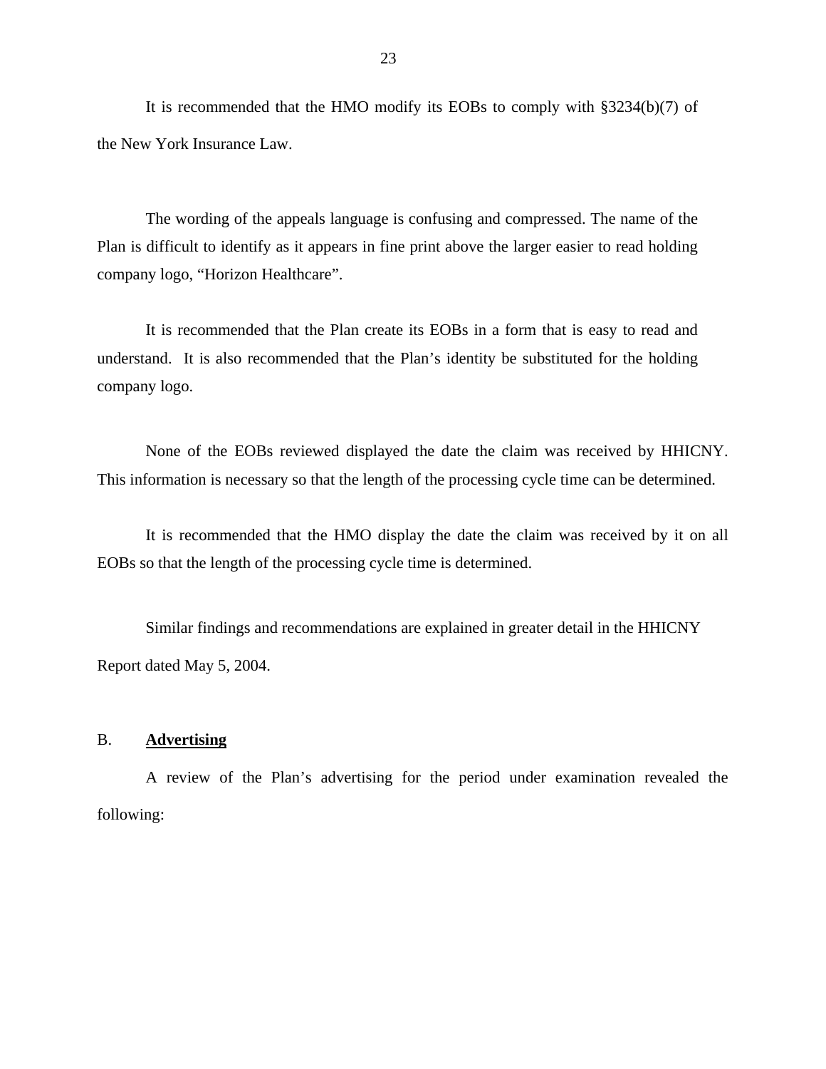It is recommended that the HMO modify its EOBs to comply with §3234(b)(7) of the New York Insurance Law.

The wording of the appeals language is confusing and compressed. The name of the Plan is difficult to identify as it appears in fine print above the larger easier to read holding company logo, "Horizon Healthcare".

It is recommended that the Plan create its EOBs in a form that is easy to read and understand. It is also recommended that the Plan's identity be substituted for the holding company logo.

None of the EOBs reviewed displayed the date the claim was received by HHICNY. This information is necessary so that the length of the processing cycle time can be determined.

It is recommended that the HMO display the date the claim was received by it on all EOBs so that the length of the processing cycle time is determined.

Similar findings and recommendations are explained in greater detail in the HHICNY Report dated May 5, 2004.

## B. **Advertising**

A review of the Plan's advertising for the period under examination revealed the following: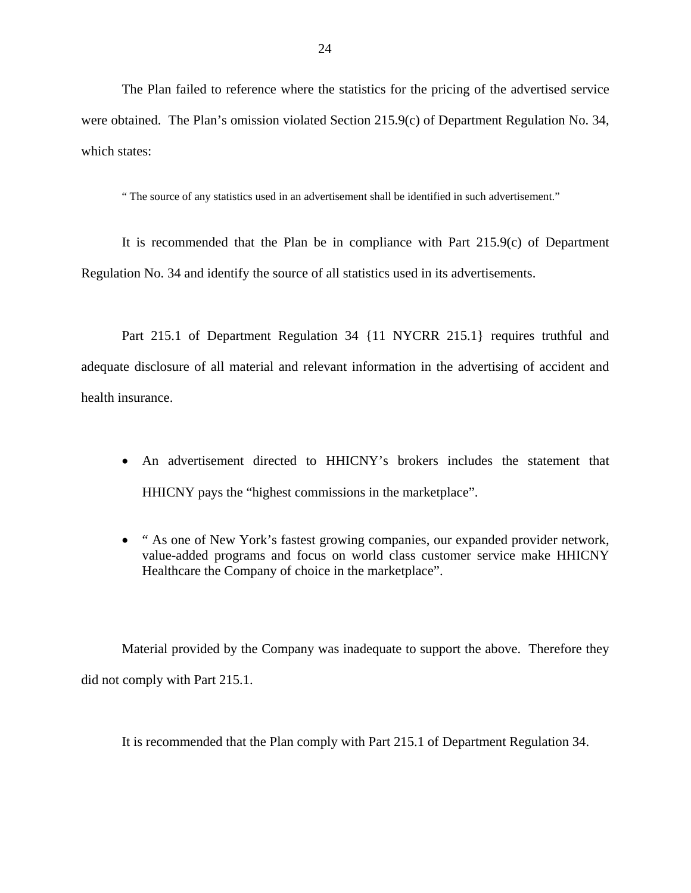The Plan failed to reference where the statistics for the pricing of the advertised service were obtained. The Plan's omission violated Section 215.9(c) of Department Regulation No. 34, which states:

> " The source of any statistics used in an advertisement shall be identified in such advertisement."

It is recommended that the Plan be in compliance with Part 215.9(c) of Department Regulation No. 34 and identify the source of all statistics used in its advertisements.

Part 215.1 of Department Regulation 34 {11 NYCRR 215.1} requires truthful and adequate disclosure of all material and relevant information in the advertising of accident and health insurance.

- An advertisement directed to HHICNY's brokers includes the statement that HHICNY pays the "highest commissions in the marketplace".
- " As one of New York's fastest growing companies, our expanded provider network, value-added programs and focus on world class customer service make HHICNY Healthcare the Company of choice in the marketplace".

Material provided by the Company was inadequate to support the above. Therefore they did not comply with Part 215.1.

It is recommended that the Plan comply with Part 215.1 of Department Regulation 34.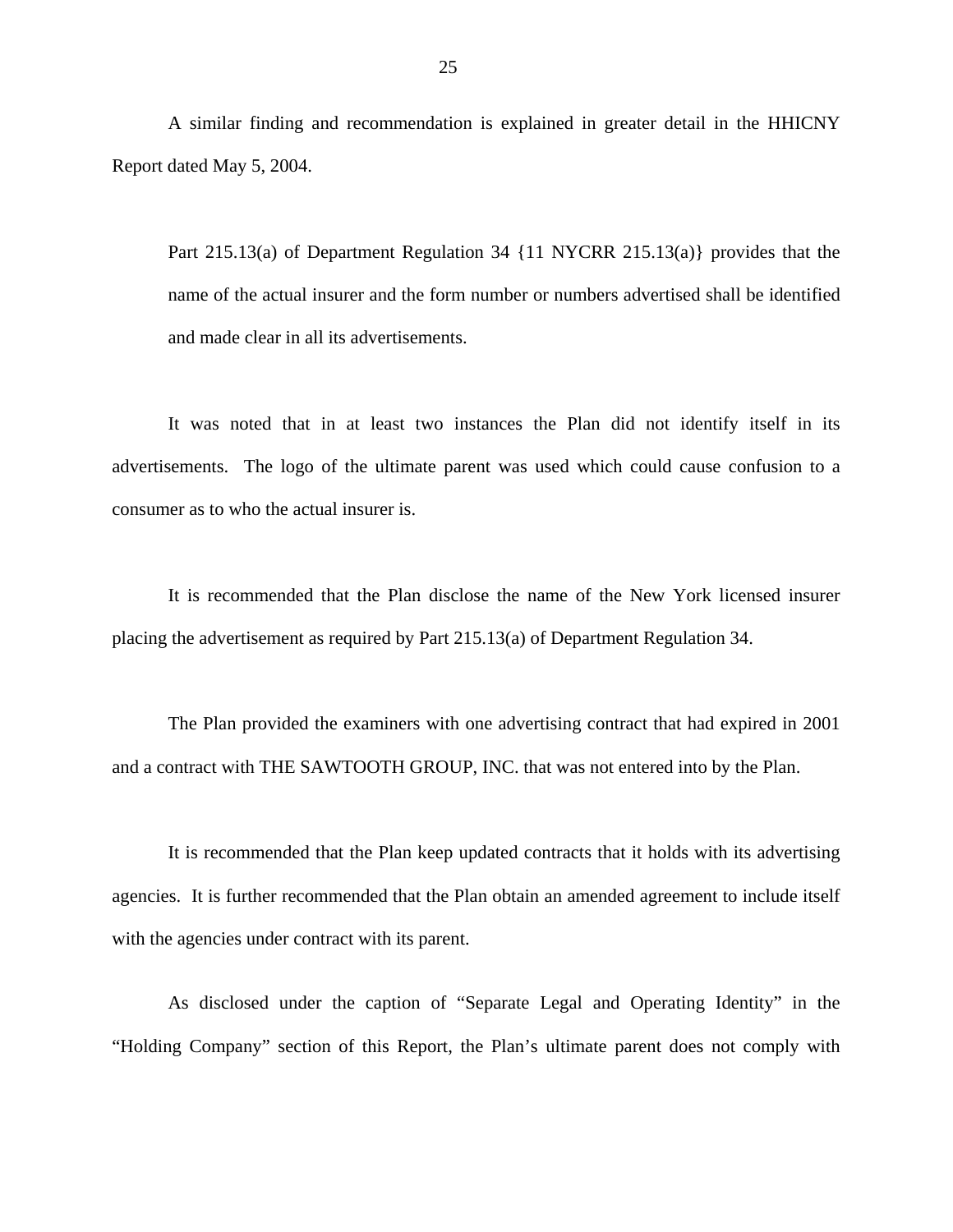A similar finding and recommendation is explained in greater detail in the HHICNY Report dated May 5, 2004.

> Part 215.13(a) of Department Regulation 34 {11 NYCRR 215.13(a)} provides that the name of the actual insurer and the form number or numbers advertised shall be identified and made clear in all its advertisements.

It was noted that in at least two instances the Plan did not identify itself in its advertisements. The logo of the ultimate parent was used which could cause confusion to a consumer as to who the actual insurer is.

It is recommended that the Plan disclose the name of the New York licensed insurer placing the advertisement as required by Part 215.13(a) of Department Regulation 34.

The Plan provided the examiners with one advertising contract that had expired in 2001 and a contract with THE SAWTOOTH GROUP, INC. that was not entered into by the Plan.

It is recommended that the Plan keep updated contracts that it holds with its advertising agencies. It is further recommended that the Plan obtain an amended agreement to include itself with the agencies under contract with its parent.

As disclosed under the caption of "Separate Legal and Operating Identity" in the "Holding Company" section of this Report, the Plan's ultimate parent does not comply with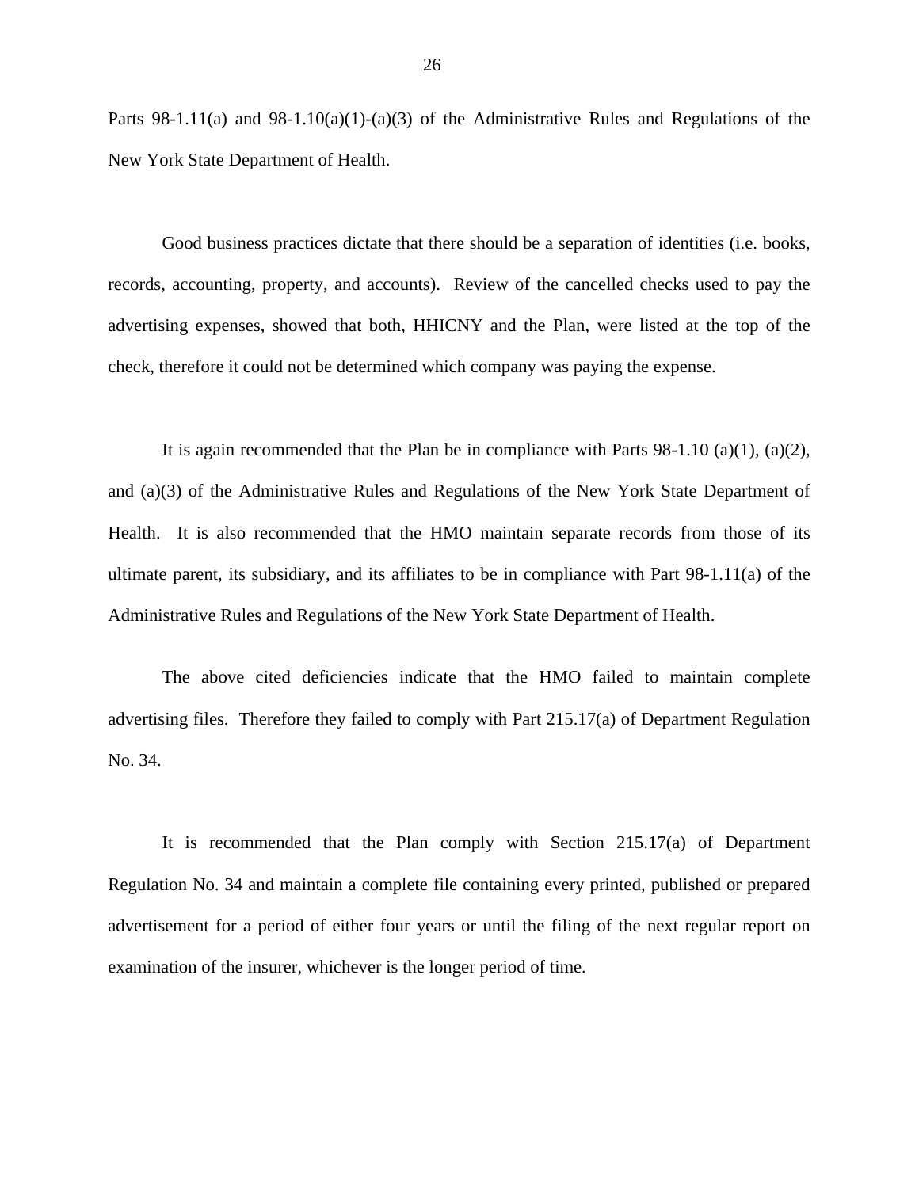Parts 98-1.11(a) and 98-1.10(a)(1)-(a)(3) of the Administrative Rules and Regulations of the New York State Department of Health.

Good business practices dictate that there should be a separation of identities (i.e. books, records, accounting, property, and accounts). Review of the cancelled checks used to pay the advertising expenses, showed that both, HHICNY and the Plan, were listed at the top of the check, therefore it could not be determined which company was paying the expense.

It is again recommended that the Plan be in compliance with Parts 98-1.10 (a)(1), (a)(2), and (a)(3) of the Administrative Rules and Regulations of the New York State Department of Health. It is also recommended that the HMO maintain separate records from those of its ultimate parent, its subsidiary, and its affiliates to be in compliance with Part 98-1.11(a) of the Administrative Rules and Regulations of the New York State Department of Health.

The above cited deficiencies indicate that the HMO failed to maintain complete advertising files. Therefore they failed to comply with Part 215.17(a) of Department Regulation No. 34.

It is recommended that the Plan comply with Section 215.17(a) of Department Regulation No. 34 and maintain a complete file containing every printed, published or prepared advertisement for a period of either four years or until the filing of the next regular report on examination of the insurer, whichever is the longer period of time.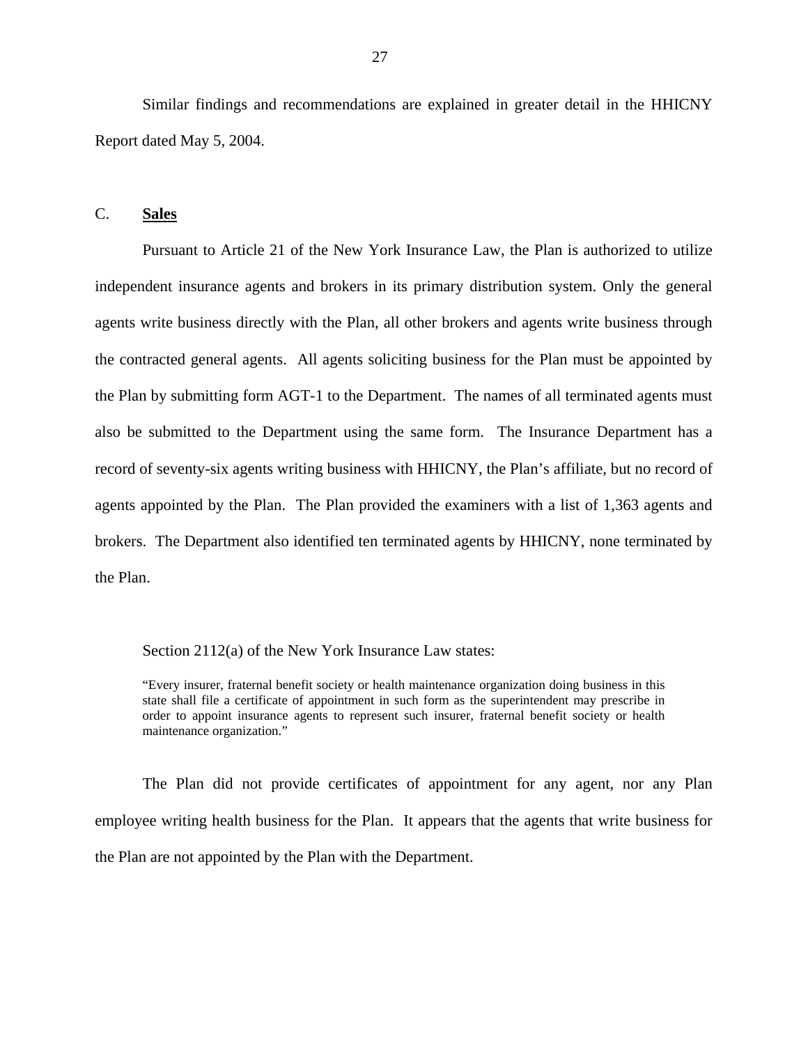Similar findings and recommendations are explained in greater detail in the HHICNY Report dated May 5, 2004.

## C. **Sales**

Pursuant to Article 21 of the New York Insurance Law, the Plan is authorized to utilize independent insurance agents and brokers in its primary distribution system. Only the general agents write business directly with the Plan, all other brokers and agents write business through the contracted general agents. All agents soliciting business for the Plan must be appointed by the Plan by submitting form AGT-1 to the Department. The names of all terminated agents must also be submitted to the Department using the same form. The Insurance Department has a record of seventy-six agents writing business with HHICNY, the Plan's affiliate, but no record of agents appointed by the Plan. The Plan provided the examiners with a list of 1,363 agents and brokers. The Department also identified ten terminated agents by HHICNY, none terminated by the Plan.

Section 2112(a) of the New York Insurance Law states:

> "Every insurer, fraternal benefit society or health maintenance organization doing business in this state shall file a certificate of appointment in such form as the superintendent may prescribe in order to appoint insurance agents to represent such insurer, fraternal benefit society or health maintenance organization."

The Plan did not provide certificates of appointment for any agent, nor any Plan employee writing health business for the Plan. It appears that the agents that write business for the Plan are not appointed by the Plan with the Department.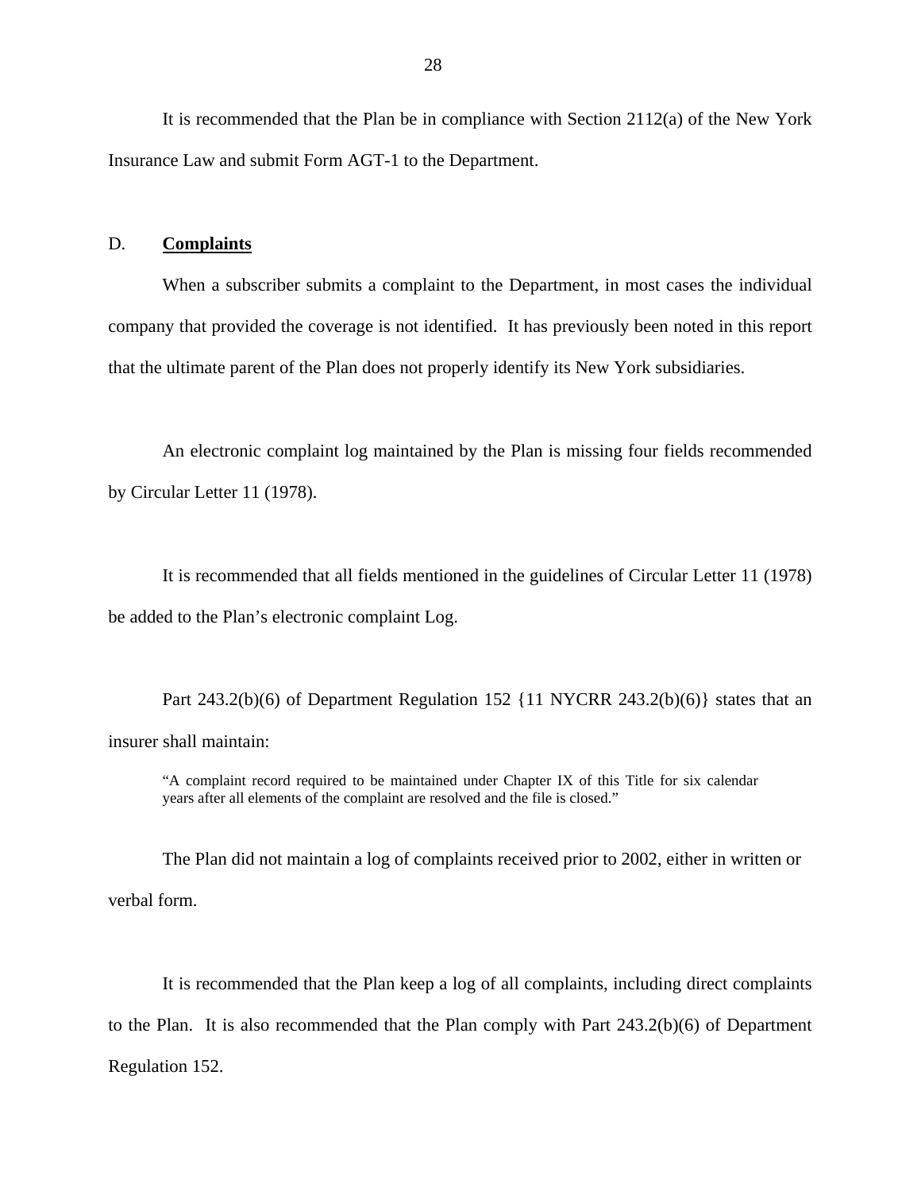It is recommended that the Plan be in compliance with Section 2112(a) of the New York Insurance Law and submit Form AGT-1 to the Department.

D. **Complaints**

When a subscriber submits a complaint to the Department, in most cases the individual company that provided the coverage is not identified. It has previously been noted in this report that the ultimate parent of the Plan does not properly identify its New York subsidiaries.

An electronic complaint log maintained by the Plan is missing four fields recommended by Circular Letter 11 (1978).

It is recommended that all fields mentioned in the guidelines of Circular Letter 11 (1978) be added to the Plan's electronic complaint Log.

Part 243.2(b)(6) of Department Regulation 152 {11 NYCRR 243.2(b)(6)} states that an insurer shall maintain:

> "A complaint record required to be maintained under Chapter IX of this Title for six calendar years after all elements of the complaint are resolved and the file is closed."

The Plan did not maintain a log of complaints received prior to 2002, either in written or verbal form.

It is recommended that the Plan keep a log of all complaints, including direct complaints to the Plan. It is also recommended that the Plan comply with Part 243.2(b)(6) of Department Regulation 152.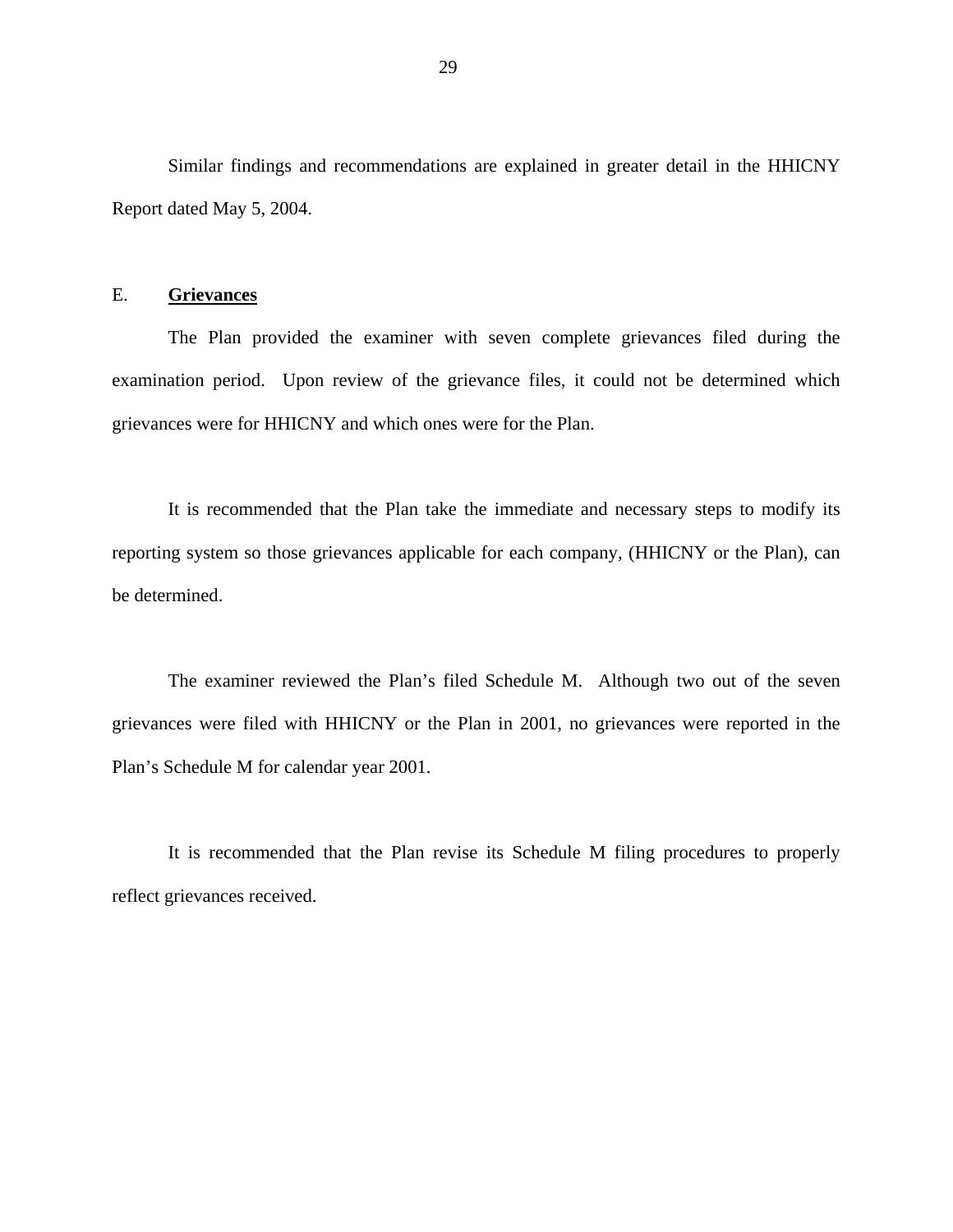Similar findings and recommendations are explained in greater detail in the HHICNY Report dated May 5, 2004.

## E. **Grievances**

The Plan provided the examiner with seven complete grievances filed during the examination period. Upon review of the grievance files, it could not be determined which grievances were for HHICNY and which ones were for the Plan.

It is recommended that the Plan take the immediate and necessary steps to modify its reporting system so those grievances applicable for each company, (HHICNY or the Plan), can be determined.

The examiner reviewed the Plan's filed Schedule M. Although two out of the seven grievances were filed with HHICNY or the Plan in 2001, no grievances were reported in the Plan's Schedule M for calendar year 2001.

It is recommended that the Plan revise its Schedule M filing procedures to properly reflect grievances received.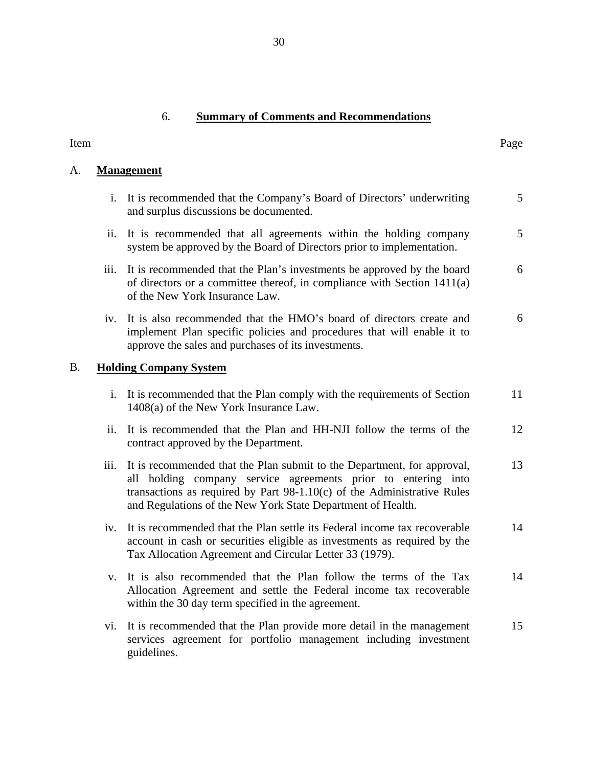## 6. **Summary of Comments and Recommendations**

| Item | | Page |
|---|---|---|
| A. | **Management** | |
| i. | It is recommended that the Company's Board of Directors' underwriting and surplus discussions be documented. | 5 |
| ii. | It is recommended that all agreements within the holding company system be approved by the Board of Directors prior to implementation. | 5 |
| iii. | It is recommended that the Plan's investments be approved by the board of directors or a committee thereof, in compliance with Section 1411(a) of the New York Insurance Law. | 6 |
| iv. | It is also recommended that the HMO's board of directors create and implement Plan specific policies and procedures that will enable it to approve the sales and purchases of its investments. | 6 |
| B. | **Holding Company System** | |
| i. | It is recommended that the Plan comply with the requirements of Section 1408(a) of the New York Insurance Law. | 11 |
| ii. | It is recommended that the Plan and HH-NJI follow the terms of the contract approved by the Department. | 12 |
| iii. | It is recommended that the Plan submit to the Department, for approval, all holding company service agreements prior to entering into transactions as required by Part 98-1.10(c) of the Administrative Rules and Regulations of the New York State Department of Health. | 13 |
| iv. | It is recommended that the Plan settle its Federal income tax recoverable account in cash or securities eligible as investments as required by the Tax Allocation Agreement and Circular Letter 33 (1979). | 14 |
| v. | It is also recommended that the Plan follow the terms of the Tax Allocation Agreement and settle the Federal income tax recoverable within the 30 day term specified in the agreement. | 14 |
| vi. | It is recommended that the Plan provide more detail in the management services agreement for portfolio management including investment guidelines. | 15 |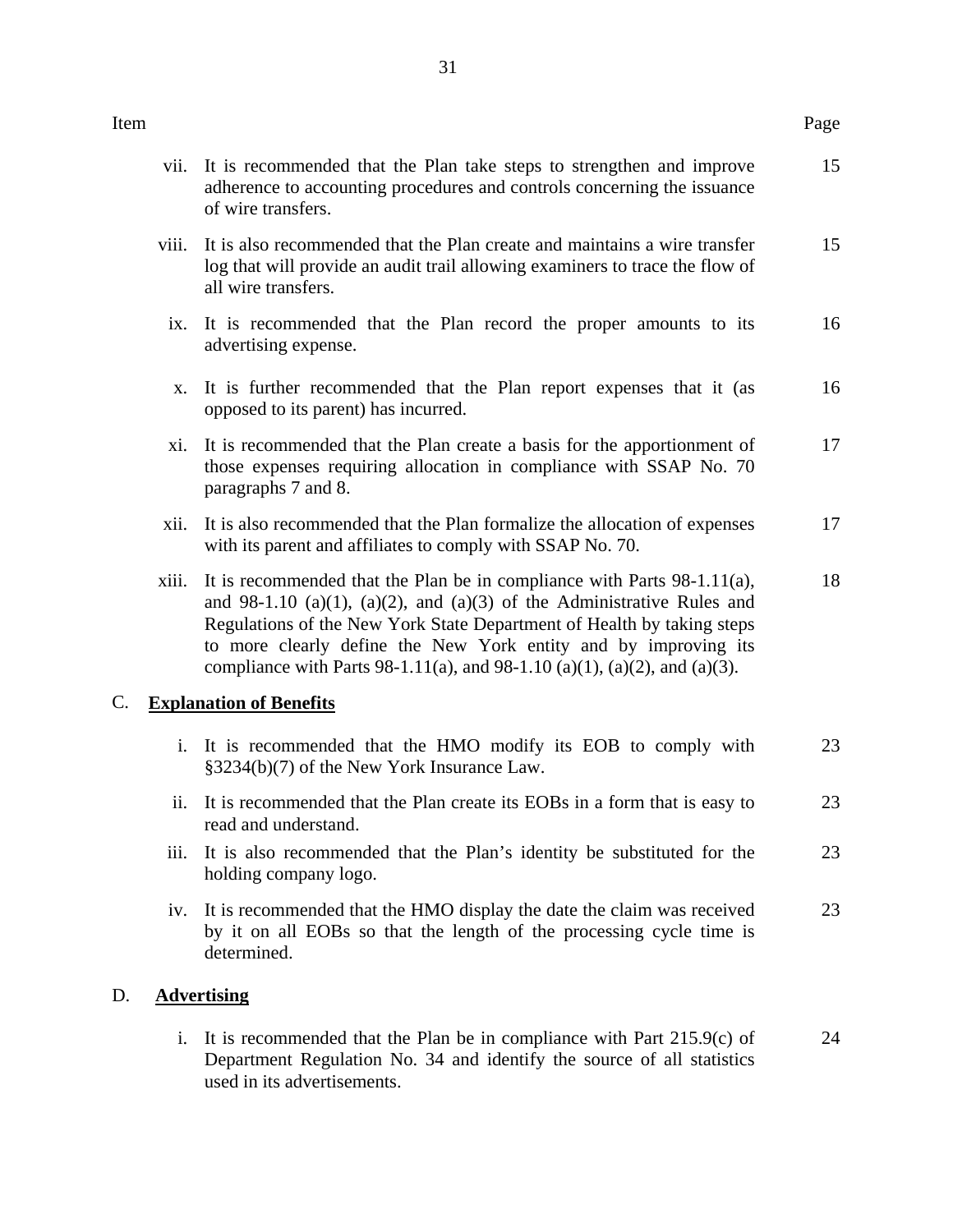| Item | | Page |
|---|---|---|
| vii. | It is recommended that the Plan take steps to strengthen and improve adherence to accounting procedures and controls concerning the issuance of wire transfers. | 15 |
| viii. | It is also recommended that the Plan create and maintains a wire transfer log that will provide an audit trail allowing examiners to trace the flow of all wire transfers. | 15 |
| ix. | It is recommended that the Plan record the proper amounts to its advertising expense. | 16 |
| x. | It is further recommended that the Plan report expenses that it (as opposed to its parent) has incurred. | 16 |
| xi. | It is recommended that the Plan create a basis for the apportionment of those expenses requiring allocation in compliance with SSAP No. 70 paragraphs 7 and 8. | 17 |
| xii. | It is also recommended that the Plan formalize the allocation of expenses with its parent and affiliates to comply with SSAP No. 70. | 17 |
| xiii. | It is recommended that the Plan be in compliance with Parts 98-1.11(a), and 98-1.10 (a)(1), (a)(2), and (a)(3) of the Administrative Rules and Regulations of the New York State Department of Health by taking steps to more clearly define the New York entity and by improving its compliance with Parts 98-1.11(a), and 98-1.10 (a)(1), (a)(2), and (a)(3). | 18 |

C. **Explanation of Benefits**

| | | |
|---|---|---|
| i. | It is recommended that the HMO modify its EOB to comply with §3234(b)(7) of the New York Insurance Law. | 23 |
| ii. | It is recommended that the Plan create its EOBs in a form that is easy to read and understand. | 23 |
| iii. | It is also recommended that the Plan's identity be substituted for the holding company logo. | 23 |
| iv. | It is recommended that the HMO display the date the claim was received by it on all EOBs so that the length of the processing cycle time is determined. | 23 |

D. **Advertising**

| | | |
|---|---|---|
| i. | It is recommended that the Plan be in compliance with Part 215.9(c) of Department Regulation No. 34 and identify the source of all statistics used in its advertisements. | 24 |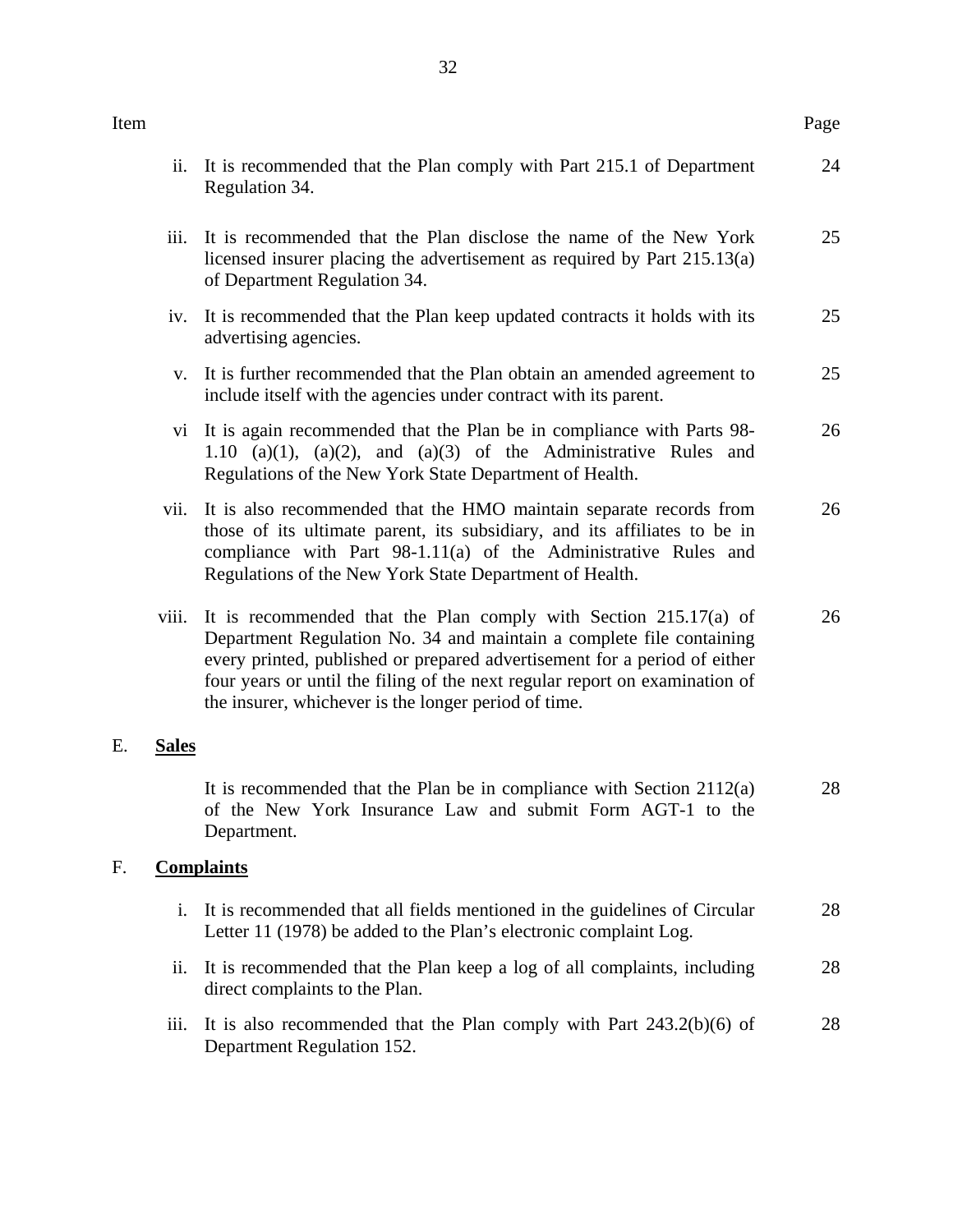| Item | | | Page |
|---|---|---|---|
| | ii. | It is recommended that the Plan comply with Part 215.1 of Department Regulation 34. | 24 |
| | iii. | It is recommended that the Plan disclose the name of the New York licensed insurer placing the advertisement as required by Part 215.13(a) of Department Regulation 34. | 25 |
| | iv. | It is recommended that the Plan keep updated contracts it holds with its advertising agencies. | 25 |
| | v. | It is further recommended that the Plan obtain an amended agreement to include itself with the agencies under contract with its parent. | 25 |
| | vi | It is again recommended that the Plan be in compliance with Parts 98-1.10 (a)(1), (a)(2), and (a)(3) of the Administrative Rules and Regulations of the New York State Department of Health. | 26 |
| | vii. | It is also recommended that the HMO maintain separate records from those of its ultimate parent, its subsidiary, and its affiliates to be in compliance with Part 98-1.11(a) of the Administrative Rules and Regulations of the New York State Department of Health. | 26 |
| | viii. | It is recommended that the Plan comply with Section 215.17(a) of Department Regulation No. 34 and maintain a complete file containing every printed, published or prepared advertisement for a period of either four years or until the filing of the next regular report on examination of the insurer, whichever is the longer period of time. | 26 |
| E. | **Sales** | | |
| | | It is recommended that the Plan be in compliance with Section 2112(a) of the New York Insurance Law and submit Form AGT-1 to the Department. | 28 |
| F. | **Complaints** | | |
| | i. | It is recommended that all fields mentioned in the guidelines of Circular Letter 11 (1978) be added to the Plan's electronic complaint Log. | 28 |
| | ii. | It is recommended that the Plan keep a log of all complaints, including direct complaints to the Plan. | 28 |
| | iii. | It is also recommended that the Plan comply with Part 243.2(b)(6) of Department Regulation 152. | 28 |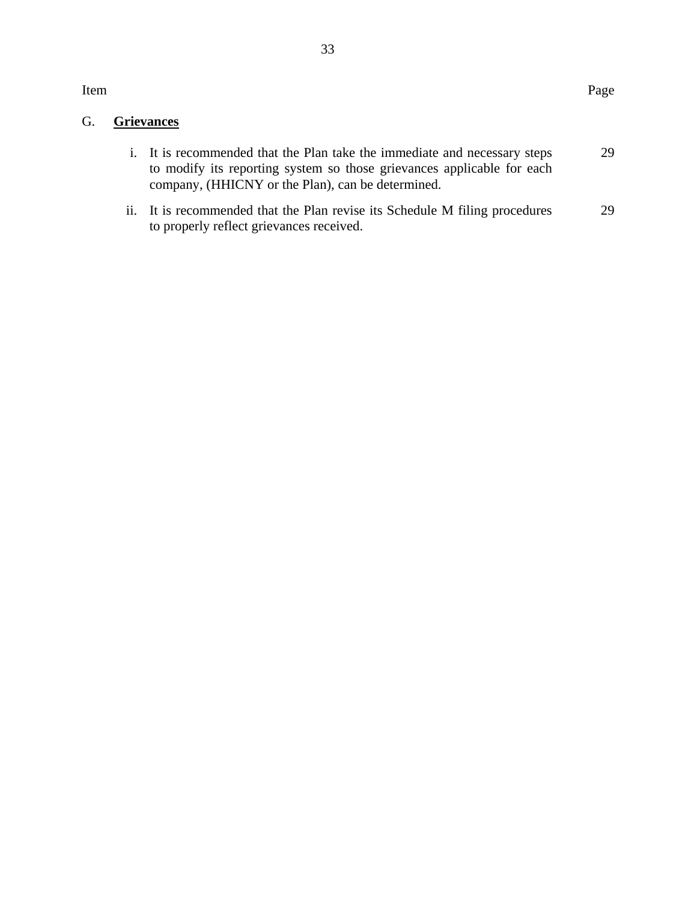| Item | | Page |
|---|---|---|
| G. | **Grievances** | |
| i. | It is recommended that the Plan take the immediate and necessary steps to modify its reporting system so those grievances applicable for each company, (HHICNY or the Plan), can be determined. | 29 |
| ii. | It is recommended that the Plan revise its Schedule M filing procedures to properly reflect grievances received. | 29 |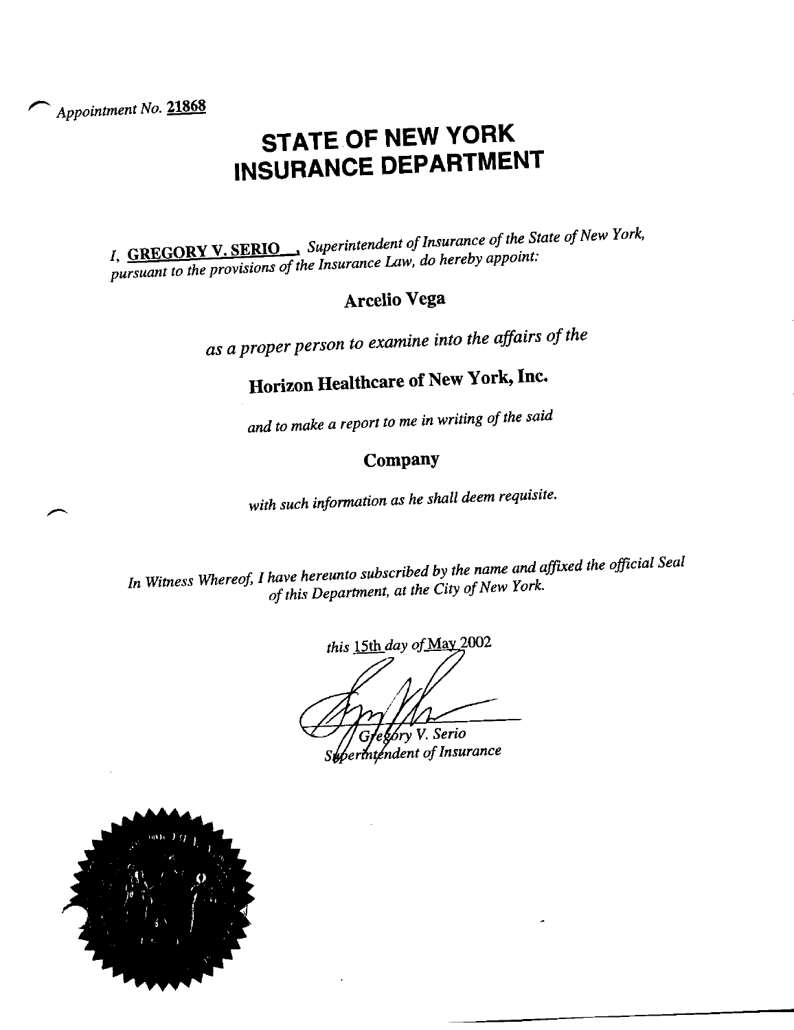*Appointment No.* 21868

# STATE OF NEW YORK
# INSURANCE DEPARTMENT

*I,* **GREGORY V. SERIO** , *Superintendent of Insurance of the State of New York, pursuant to the provisions of the Insurance Law, do hereby appoint:*

**Arcelio Vega**

*as a proper person to examine into the affairs of the*

**Horizon Healthcare of New York, Inc.**

*and to make a report to me in writing of the said*

**Company**

*with such information as he shall deem requisite.*

*In Witness Whereof, I have hereunto subscribed by the name and affixed the official Seal of this Department, at the City of New York.*

*this* 15th *day of* May 2002

*Gregory V. Serio*
*Superintendent of Insurance*